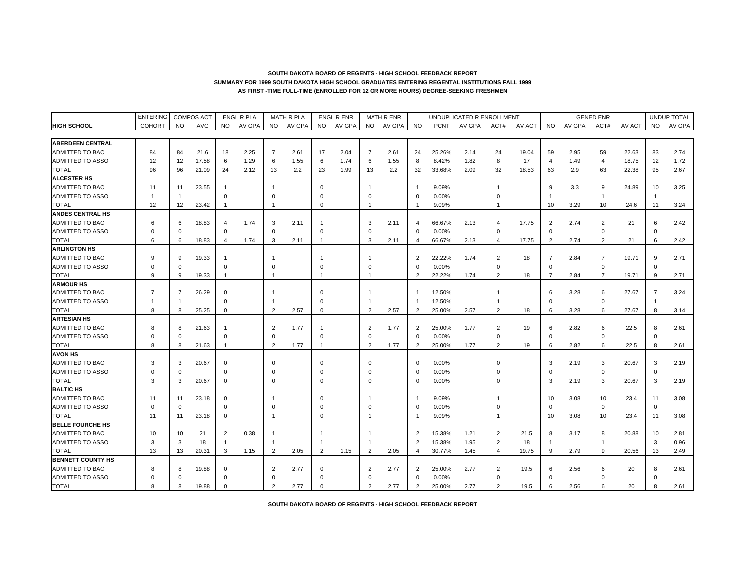**SOUTH DAKOTA BOARD OF REGENTS - HIGH SCHOOL FEEDBACK REPORT**

**SUMMARY FOR 1999 SOUTH DAKOTA HIGH SCHOOL GRADUATES ENTERING REGENTAL INSTITUTIONS FALL 1999**

**AS FIRST -TIME FULL-TIME (ENROLLED FOR 12 OR MORE HOURS) DEGREE-SEEKING FRESHMEN**

| | ENTERING | COMPOS ACT | | ENGL R PLA | | MATH R PLA | | ENGL R ENR | | MATH R ENR | | UNDUPLICATED R ENROLLMENT | | | | | GENED ENR | | | | UNDUP TOTAL | |
|---|---|---|---|---|---|---|---|---|---|---|---|---|---|---|---|---|---|---|---|---|---|---|
| **HIGH SCHOOL** | COHORT | NO | AVG | NO | AV GPA | NO | AV GPA | NO | AV GPA | NO | AV GPA | NO | PCNT | AV GPA | ACT# | AV ACT | NO | AV GPA | ACT# | AV ACT | NO | AV GPA |
| **ABERDEEN CENTRAL** | | | | | | | | | | | | | | | | | | | | | | |
| ADMITTED TO BAC | 84 | 84 | 21.6 | 18 | 2.25 | 7 | 2.61 | 17 | 2.04 | 7 | 2.61 | 24 | 25.26% | 2.14 | 24 | 19.04 | 59 | 2.95 | 59 | 22.63 | 83 | 2.74 |
| ADMITTED TO ASSO | 12 | 12 | 17.58 | 6 | 1.29 | 6 | 1.55 | 6 | 1.74 | 6 | 1.55 | 8 | 8.42% | 1.82 | 8 | 17 | 4 | 1.49 | 4 | 18.75 | 12 | 1.72 |
| TOTAL | 96 | 96 | 21.09 | 24 | 2.12 | 13 | 2.2 | 23 | 1.99 | 13 | 2.2 | 32 | 33.68% | 2.09 | 32 | 18.53 | 63 | 2.9 | 63 | 22.38 | 95 | 2.67 |
| **ALCESTER HS** | | | | | | | | | | | | | | | | | | | | | | |
| ADMITTED TO BAC | 11 | 11 | 23.55 | 1 | | 1 | | 0 | | 1 | | 1 | 9.09% | | 1 | | 9 | 3.3 | 9 | 24.89 | 10 | 3.25 |
| ADMITTED TO ASSO | 1 | 1 | | 0 | | 0 | | 0 | | 0 | | 0 | 0.00% | | 0 | | 1 | | 1 | | 1 | |
| TOTAL | 12 | 12 | 23.42 | 1 | | 1 | | 0 | | 1 | | 1 | 9.09% | | 1 | | 10 | 3.29 | 10 | 24.6 | 11 | 3.24 |
| **ANDES CENTRAL HS** | | | | | | | | | | | | | | | | | | | | | | |
| ADMITTED TO BAC | 6 | 6 | 18.83 | 4 | 1.74 | 3 | 2.11 | 1 | | 3 | 2.11 | 4 | 66.67% | 2.13 | 4 | 17.75 | 2 | 2.74 | 2 | 21 | 6 | 2.42 |
| ADMITTED TO ASSO | 0 | 0 | | 0 | | 0 | | 0 | | 0 | | 0 | 0.00% | | 0 | | 0 | | 0 | | 0 | |
| TOTAL | 6 | 6 | 18.83 | 4 | 1.74 | 3 | 2.11 | 1 | | 3 | 2.11 | 4 | 66.67% | 2.13 | 4 | 17.75 | 2 | 2.74 | 2 | 21 | 6 | 2.42 |
| **ARLINGTON HS** | | | | | | | | | | | | | | | | | | | | | | |
| ADMITTED TO BAC | 9 | 9 | 19.33 | 1 | | 1 | | 1 | | 1 | | 2 | 22.22% | 1.74 | 2 | 18 | 7 | 2.84 | 7 | 19.71 | 9 | 2.71 |
| ADMITTED TO ASSO | 0 | 0 | | 0 | | 0 | | 0 | | 0 | | 0 | 0.00% | | 0 | | 0 | | 0 | | 0 | |
| TOTAL | 9 | 9 | 19.33 | 1 | | 1 | | 1 | | 1 | | 2 | 22.22% | 1.74 | 2 | 18 | 7 | 2.84 | 7 | 19.71 | 9 | 2.71 |
| **ARMOUR HS** | | | | | | | | | | | | | | | | | | | | | | |
| ADMITTED TO BAC | 7 | 7 | 26.29 | 0 | | 1 | | 0 | | 1 | | 1 | 12.50% | | 1 | | 6 | 3.28 | 6 | 27.67 | 7 | 3.24 |
| ADMITTED TO ASSO | 1 | 1 | | 0 | | 1 | | 0 | | 1 | | 1 | 12.50% | | 1 | | 0 | | 0 | | 1 | |
| TOTAL | 8 | 8 | 25.25 | 0 | | 2 | 2.57 | 0 | | 2 | 2.57 | 2 | 25.00% | 2.57 | 2 | 18 | 6 | 3.28 | 6 | 27.67 | 8 | 3.14 |
| **ARTESIAN HS** | | | | | | | | | | | | | | | | | | | | | | |
| ADMITTED TO BAC | 8 | 8 | 21.63 | 1 | | 2 | 1.77 | 1 | | 2 | 1.77 | 2 | 25.00% | 1.77 | 2 | 19 | 6 | 2.82 | 6 | 22.5 | 8 | 2.61 |
| ADMITTED TO ASSO | 0 | 0 | | 0 | | 0 | | 0 | | 0 | | 0 | 0.00% | | 0 | | 0 | | 0 | | 0 | |
| TOTAL | 8 | 8 | 21.63 | 1 | | 2 | 1.77 | 1 | | 2 | 1.77 | 2 | 25.00% | 1.77 | 2 | 19 | 6 | 2.82 | 6 | 22.5 | 8 | 2.61 |
| **AVON HS** | | | | | | | | | | | | | | | | | | | | | | |
| ADMITTED TO BAC | 3 | 3 | 20.67 | 0 | | 0 | | 0 | | 0 | | 0 | 0.00% | | 0 | | 3 | 2.19 | 3 | 20.67 | 3 | 2.19 |
| ADMITTED TO ASSO | 0 | 0 | | 0 | | 0 | | 0 | | 0 | | 0 | 0.00% | | 0 | | 0 | | 0 | | 0 | |
| TOTAL | 3 | 3 | 20.67 | 0 | | 0 | | 0 | | 0 | | 0 | 0.00% | | 0 | | 3 | 2.19 | 3 | 20.67 | 3 | 2.19 |
| **BALTIC HS** | | | | | | | | | | | | | | | | | | | | | | |
| ADMITTED TO BAC | 11 | 11 | 23.18 | 0 | | 1 | | 0 | | 1 | | 1 | 9.09% | | 1 | | 10 | 3.08 | 10 | 23.4 | 11 | 3.08 |
| ADMITTED TO ASSO | 0 | 0 | | 0 | | 0 | | 0 | | 0 | | 0 | 0.00% | | 0 | | 0 | | 0 | | 0 | |
| TOTAL | 11 | 11 | 23.18 | 0 | | 1 | | 0 | | 1 | | 1 | 9.09% | | 1 | | 10 | 3.08 | 10 | 23.4 | 11 | 3.08 |
| **BELLE FOURCHE HS** | | | | | | | | | | | | | | | | | | | | | | |
| ADMITTED TO BAC | 10 | 10 | 21 | 2 | 0.38 | 1 | | 1 | | 1 | | 2 | 15.38% | 1.21 | 2 | 21.5 | 8 | 3.17 | 8 | 20.88 | 10 | 2.81 |
| ADMITTED TO ASSO | 3 | 3 | 18 | 1 | | 1 | | 1 | | 1 | | 2 | 15.38% | 1.95 | 2 | 18 | 1 | | 1 | | 3 | 0.96 |
| TOTAL | 13 | 13 | 20.31 | 3 | 1.15 | 2 | 2.05 | 2 | 1.15 | 2 | 2.05 | 4 | 30.77% | 1.45 | 4 | 19.75 | 9 | 2.79 | 9 | 20.56 | 13 | 2.49 |
| **BENNETT COUNTY HS** | | | | | | | | | | | | | | | | | | | | | | |
| ADMITTED TO BAC | 8 | 8 | 19.88 | 0 | | 2 | 2.77 | 0 | | 2 | 2.77 | 2 | 25.00% | 2.77 | 2 | 19.5 | 6 | 2.56 | 6 | 20 | 8 | 2.61 |
| ADMITTED TO ASSO | 0 | 0 | | 0 | | 0 | | 0 | | 0 | | 0 | 0.00% | | 0 | | 0 | | 0 | | 0 | |
| TOTAL | 8 | 8 | 19.88 | 0 | | 2 | 2.77 | 0 | | 2 | 2.77 | 2 | 25.00% | 2.77 | 2 | 19.5 | 6 | 2.56 | 6 | 20 | 8 | 2.61 |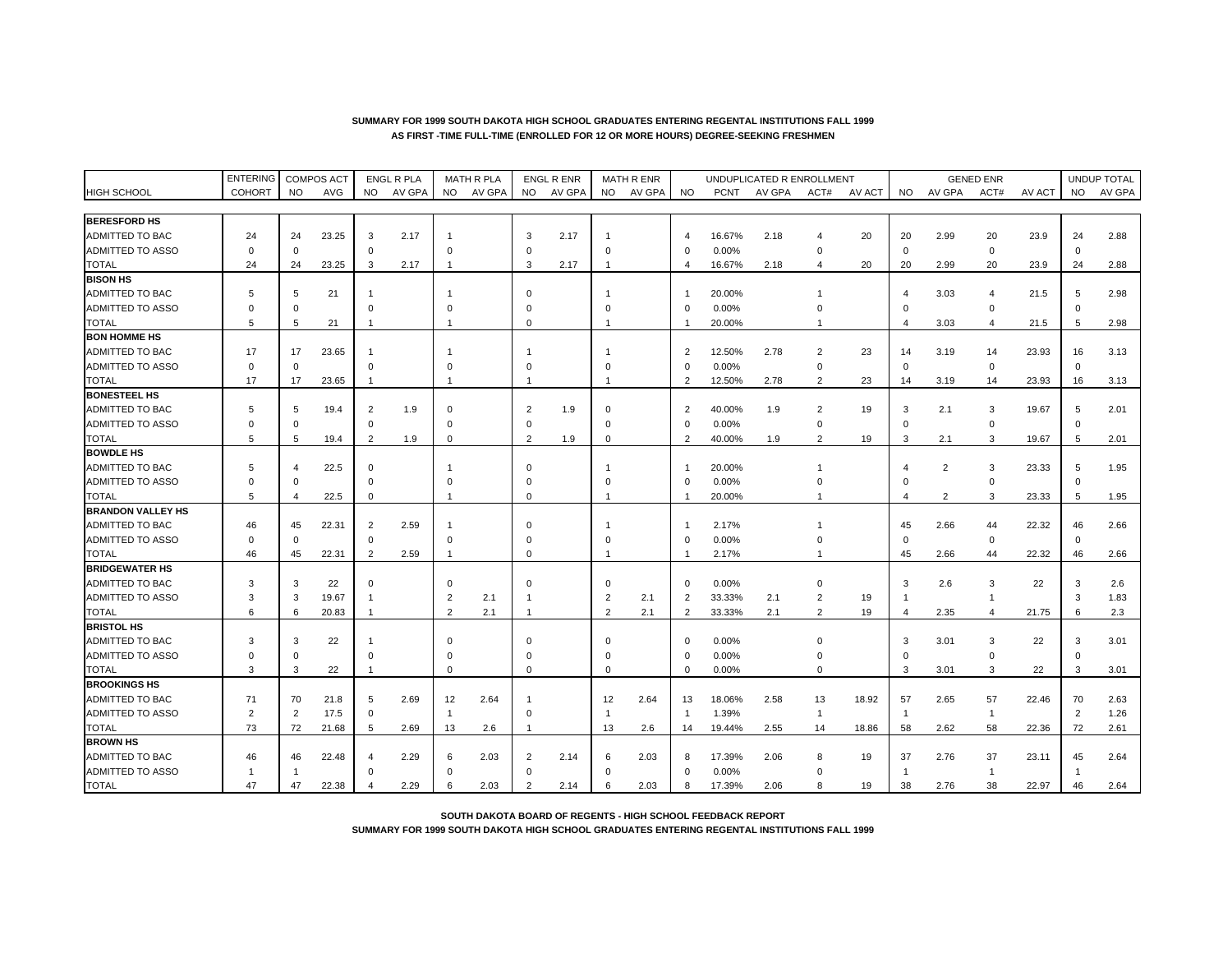**SUMMARY FOR 1999 SOUTH DAKOTA HIGH SCHOOL GRADUATES ENTERING REGENTAL INSTITUTIONS FALL 1999**
**AS FIRST -TIME FULL-TIME (ENROLLED FOR 12 OR MORE HOURS) DEGREE-SEEKING FRESHMEN**

| | ENTERING | COMPOS ACT | | ENGL R PLA | | MATH R PLA | | ENGL R ENR | | MATH R ENR | | UNDUPLICATED R ENROLLMENT | | | | | GENED ENR | | | | UNDUP TOTAL | |
|---|---|---|---|---|---|---|---|---|---|---|---|---|---|---|---|---|---|---|---|---|---|---|
| HIGH SCHOOL | COHORT | NO | AVG | NO | AV GPA | NO | AV GPA | NO | AV GPA | NO | AV GPA | NO | PCNT | AV GPA | ACT# | AV ACT | NO | AV GPA | ACT# | AV ACT | NO | AV GPA |
| **BERESFORD HS** | | | | | | | | | | | | | | | | | | | | | | |
| ADMITTED TO BAC | 24 | 24 | 23.25 | 3 | 2.17 | 1 | | 3 | 2.17 | 1 | | 4 | 16.67% | 2.18 | 4 | 20 | 20 | 2.99 | 20 | 23.9 | 24 | 2.88 |
| ADMITTED TO ASSO | 0 | 0 | | 0 | | 0 | | 0 | | 0 | | 0 | 0.00% | | 0 | | 0 | | 0 | | 0 | |
| TOTAL | 24 | 24 | 23.25 | 3 | 2.17 | 1 | | 3 | 2.17 | 1 | | 4 | 16.67% | 2.18 | 4 | 20 | 20 | 2.99 | 20 | 23.9 | 24 | 2.88 |
| **BISON HS** | | | | | | | | | | | | | | | | | | | | | | |
| ADMITTED TO BAC | 5 | 5 | 21 | 1 | | 1 | | 0 | | 1 | | 1 | 20.00% | | 1 | | 4 | 3.03 | 4 | 21.5 | 5 | 2.98 |
| ADMITTED TO ASSO | 0 | 0 | | 0 | | 0 | | 0 | | 0 | | 0 | 0.00% | | 0 | | 0 | | 0 | | 0 | |
| TOTAL | 5 | 5 | 21 | 1 | | 1 | | 0 | | 1 | | 1 | 20.00% | | 1 | | 4 | 3.03 | 4 | 21.5 | 5 | 2.98 |
| **BON HOMME HS** | | | | | | | | | | | | | | | | | | | | | | |
| ADMITTED TO BAC | 17 | 17 | 23.65 | 1 | | 1 | | 1 | | 1 | | 2 | 12.50% | 2.78 | 2 | 23 | 14 | 3.19 | 14 | 23.93 | 16 | 3.13 |
| ADMITTED TO ASSO | 0 | 0 | | 0 | | 0 | | 0 | | 0 | | 0 | 0.00% | | 0 | | 0 | | 0 | | 0 | |
| TOTAL | 17 | 17 | 23.65 | 1 | | 1 | | 1 | | 1 | | 2 | 12.50% | 2.78 | 2 | 23 | 14 | 3.19 | 14 | 23.93 | 16 | 3.13 |
| **BONESTEEL HS** | | | | | | | | | | | | | | | | | | | | | | |
| ADMITTED TO BAC | 5 | 5 | 19.4 | 2 | 1.9 | 0 | | 2 | 1.9 | 0 | | 2 | 40.00% | 1.9 | 2 | 19 | 3 | 2.1 | 3 | 19.67 | 5 | 2.01 |
| ADMITTED TO ASSO | 0 | 0 | | 0 | | 0 | | 0 | | 0 | | 0 | 0.00% | | 0 | | 0 | | 0 | | 0 | |
| TOTAL | 5 | 5 | 19.4 | 2 | 1.9 | 0 | | 2 | 1.9 | 0 | | 2 | 40.00% | 1.9 | 2 | 19 | 3 | 2.1 | 3 | 19.67 | 5 | 2.01 |
| **BOWDLE HS** | | | | | | | | | | | | | | | | | | | | | | |
| ADMITTED TO BAC | 5 | 4 | 22.5 | 0 | | 1 | | 0 | | 1 | | 1 | 20.00% | | 1 | | 4 | 2 | 3 | 23.33 | 5 | 1.95 |
| ADMITTED TO ASSO | 0 | 0 | | 0 | | 0 | | 0 | | 0 | | 0 | 0.00% | | 0 | | 0 | | 0 | | 0 | |
| TOTAL | 5 | 4 | 22.5 | 0 | | 1 | | 0 | | 1 | | 1 | 20.00% | | 1 | | 4 | 2 | 3 | 23.33 | 5 | 1.95 |
| **BRANDON VALLEY HS** | | | | | | | | | | | | | | | | | | | | | | |
| ADMITTED TO BAC | 46 | 45 | 22.31 | 2 | 2.59 | 1 | | 0 | | 1 | | 1 | 2.17% | | 1 | | 45 | 2.66 | 44 | 22.32 | 46 | 2.66 |
| ADMITTED TO ASSO | 0 | 0 | | 0 | | 0 | | 0 | | 0 | | 0 | 0.00% | | 0 | | 0 | | 0 | | 0 | |
| TOTAL | 46 | 45 | 22.31 | 2 | 2.59 | 1 | | 0 | | 1 | | 1 | 2.17% | | 1 | | 45 | 2.66 | 44 | 22.32 | 46 | 2.66 |
| **BRIDGEWATER HS** | | | | | | | | | | | | | | | | | | | | | | |
| ADMITTED TO BAC | 3 | 3 | 22 | 0 | | 0 | | 0 | | 0 | | 0 | 0.00% | | 0 | | 3 | 2.6 | 3 | 22 | 3 | 2.6 |
| ADMITTED TO ASSO | 3 | 3 | 19.67 | 1 | | 2 | 2.1 | 1 | | 2 | 2.1 | 2 | 33.33% | 2.1 | 2 | 19 | 1 | | 1 | | 3 | 1.83 |
| TOTAL | 6 | 6 | 20.83 | 1 | | 2 | 2.1 | 1 | | 2 | 2.1 | 2 | 33.33% | 2.1 | 2 | 19 | 4 | 2.35 | 4 | 21.75 | 6 | 2.3 |
| **BRISTOL HS** | | | | | | | | | | | | | | | | | | | | | | |
| ADMITTED TO BAC | 3 | 3 | 22 | 1 | | 0 | | 0 | | 0 | | 0 | 0.00% | | 0 | | 3 | 3.01 | 3 | 22 | 3 | 3.01 |
| ADMITTED TO ASSO | 0 | 0 | | 0 | | 0 | | 0 | | 0 | | 0 | 0.00% | | 0 | | 0 | | 0 | | 0 | |
| TOTAL | 3 | 3 | 22 | 1 | | 0 | | 0 | | 0 | | 0 | 0.00% | | 0 | | 3 | 3.01 | 3 | 22 | 3 | 3.01 |
| **BROOKINGS HS** | | | | | | | | | | | | | | | | | | | | | | |
| ADMITTED TO BAC | 71 | 70 | 21.8 | 5 | 2.69 | 12 | 2.64 | 1 | | 12 | 2.64 | 13 | 18.06% | 2.58 | 13 | 18.92 | 57 | 2.65 | 57 | 22.46 | 70 | 2.63 |
| ADMITTED TO ASSO | 2 | 2 | 17.5 | 0 | | 1 | | 0 | | 1 | | 1 | 1.39% | | 1 | | 1 | | 1 | | 2 | 1.26 |
| TOTAL | 73 | 72 | 21.68 | 5 | 2.69 | 13 | 2.6 | 1 | | 13 | 2.6 | 14 | 19.44% | 2.55 | 14 | 18.86 | 58 | 2.62 | 58 | 22.36 | 72 | 2.61 |
| **BROWN HS** | | | | | | | | | | | | | | | | | | | | | | |
| ADMITTED TO BAC | 46 | 46 | 22.48 | 4 | 2.29 | 6 | 2.03 | 2 | 2.14 | 6 | 2.03 | 8 | 17.39% | 2.06 | 8 | 19 | 37 | 2.76 | 37 | 23.11 | 45 | 2.64 |
| ADMITTED TO ASSO | 1 | 1 | | 0 | | 0 | | 0 | | 0 | | 0 | 0.00% | | 0 | | 1 | | 1 | | 1 | |
| TOTAL | 47 | 47 | 22.38 | 4 | 2.29 | 6 | 2.03 | 2 | 2.14 | 6 | 2.03 | 8 | 17.39% | 2.06 | 8 | 19 | 38 | 2.76 | 38 | 22.97 | 46 | 2.64 |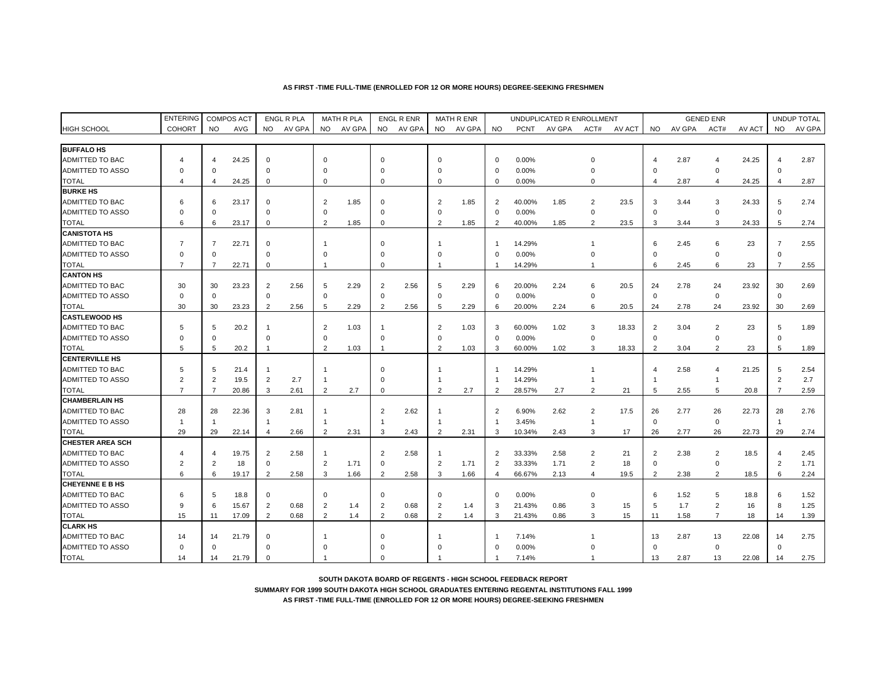**AS FIRST -TIME FULL-TIME (ENROLLED FOR 12 OR MORE HOURS) DEGREE-SEEKING FRESHMEN**

| | ENTERING | COMPOS ACT | | ENGL R PLA | | MATH R PLA | | ENGL R ENR | | MATH R ENR | | UNDUPLICATED R ENROLLMENT | | | | | GENED ENR | | | | UNDUP TOTAL | |
|---|---|---|---|---|---|---|---|---|---|---|---|---|---|---|---|---|---|---|---|---|---|---|
| HIGH SCHOOL | COHORT | NO | AVG | NO | AV GPA | NO | AV GPA | NO | AV GPA | NO | AV GPA | NO | PCNT | AV GPA | ACT# | AV ACT | NO | AV GPA | ACT# | AV ACT | NO | AV GPA |
| **BUFFALO HS** | | | | | | | | | | | | | | | | | | | | | | |
| ADMITTED TO BAC | 4 | 4 | 24.25 | 0 | | 0 | | 0 | | 0 | | 0 | 0.00% | | 0 | | 4 | 2.87 | 4 | 24.25 | 4 | 2.87 |
| ADMITTED TO ASSO | 0 | 0 | | 0 | | 0 | | 0 | | 0 | | 0 | 0.00% | | 0 | | 0 | | 0 | | 0 | |
| TOTAL | 4 | 4 | 24.25 | 0 | | 0 | | 0 | | 0 | | 0 | 0.00% | | 0 | | 4 | 2.87 | 4 | 24.25 | 4 | 2.87 |
| **BURKE HS** | | | | | | | | | | | | | | | | | | | | | | |
| ADMITTED TO BAC | 6 | 6 | 23.17 | 0 | | 2 | 1.85 | 0 | | 2 | 1.85 | 2 | 40.00% | 1.85 | 2 | 23.5 | 3 | 3.44 | 3 | 24.33 | 5 | 2.74 |
| ADMITTED TO ASSO | 0 | 0 | | 0 | | 0 | | 0 | | 0 | | 0 | 0.00% | | 0 | | 0 | | 0 | | 0 | |
| TOTAL | 6 | 6 | 23.17 | 0 | | 2 | 1.85 | 0 | | 2 | 1.85 | 2 | 40.00% | 1.85 | 2 | 23.5 | 3 | 3.44 | 3 | 24.33 | 5 | 2.74 |
| **CANISTOTA HS** | | | | | | | | | | | | | | | | | | | | | | |
| ADMITTED TO BAC | 7 | 7 | 22.71 | 0 | | 1 | | 0 | | 1 | | 1 | 14.29% | | 1 | | 6 | 2.45 | 6 | 23 | 7 | 2.55 |
| ADMITTED TO ASSO | 0 | 0 | | 0 | | 0 | | 0 | | 0 | | 0 | 0.00% | | 0 | | 0 | | 0 | | 0 | |
| TOTAL | 7 | 7 | 22.71 | 0 | | 1 | | 0 | | 1 | | 1 | 14.29% | | 1 | | 6 | 2.45 | 6 | 23 | 7 | 2.55 |
| **CANTON HS** | | | | | | | | | | | | | | | | | | | | | | |
| ADMITTED TO BAC | 30 | 30 | 23.23 | 2 | 2.56 | 5 | 2.29 | 2 | 2.56 | 5 | 2.29 | 6 | 20.00% | 2.24 | 6 | 20.5 | 24 | 2.78 | 24 | 23.92 | 30 | 2.69 |
| ADMITTED TO ASSO | 0 | 0 | | 0 | | 0 | | 0 | | 0 | | 0 | 0.00% | | 0 | | 0 | | 0 | | 0 | |
| TOTAL | 30 | 30 | 23.23 | 2 | 2.56 | 5 | 2.29 | 2 | 2.56 | 5 | 2.29 | 6 | 20.00% | 2.24 | 6 | 20.5 | 24 | 2.78 | 24 | 23.92 | 30 | 2.69 |
| **CASTLEWOOD HS** | | | | | | | | | | | | | | | | | | | | | | |
| ADMITTED TO BAC | 5 | 5 | 20.2 | 1 | | 2 | 1.03 | 1 | | 2 | 1.03 | 3 | 60.00% | 1.02 | 3 | 18.33 | 2 | 3.04 | 2 | 23 | 5 | 1.89 |
| ADMITTED TO ASSO | 0 | 0 | | 0 | | 0 | | 0 | | 0 | | 0 | 0.00% | | 0 | | 0 | | 0 | | 0 | |
| TOTAL | 5 | 5 | 20.2 | 1 | | 2 | 1.03 | 1 | | 2 | 1.03 | 3 | 60.00% | 1.02 | 3 | 18.33 | 2 | 3.04 | 2 | 23 | 5 | 1.89 |
| **CENTERVILLE HS** | | | | | | | | | | | | | | | | | | | | | | |
| ADMITTED TO BAC | 5 | 5 | 21.4 | 1 | | 1 | | 0 | | 1 | | 1 | 14.29% | | 1 | | 4 | 2.58 | 4 | 21.25 | 5 | 2.54 |
| ADMITTED TO ASSO | 2 | 2 | 19.5 | 2 | 2.7 | 1 | | 0 | | 1 | | 1 | 14.29% | | 1 | | 1 | | 1 | | 2 | 2.7 |
| TOTAL | 7 | 7 | 20.86 | 3 | 2.61 | 2 | 2.7 | 0 | | 2 | 2.7 | 2 | 28.57% | 2.7 | 2 | 21 | 5 | 2.55 | 5 | 20.8 | 7 | 2.59 |
| **CHAMBERLAIN HS** | | | | | | | | | | | | | | | | | | | | | | |
| ADMITTED TO BAC | 28 | 28 | 22.36 | 3 | 2.81 | 1 | | 2 | 2.62 | 1 | | 2 | 6.90% | 2.62 | 2 | 17.5 | 26 | 2.77 | 26 | 22.73 | 28 | 2.76 |
| ADMITTED TO ASSO | 1 | 1 | | 1 | | 1 | | 1 | | 1 | | 1 | 3.45% | | 1 | | 0 | | 0 | | 1 | |
| TOTAL | 29 | 29 | 22.14 | 4 | 2.66 | 2 | 2.31 | 3 | 2.43 | 2 | 2.31 | 3 | 10.34% | 2.43 | 3 | 17 | 26 | 2.77 | 26 | 22.73 | 29 | 2.74 |
| **CHESTER AREA SCH** | | | | | | | | | | | | | | | | | | | | | | |
| ADMITTED TO BAC | 4 | 4 | 19.75 | 2 | 2.58 | 1 | | 2 | 2.58 | 1 | | 2 | 33.33% | 2.58 | 2 | 21 | 2 | 2.38 | 2 | 18.5 | 4 | 2.45 |
| ADMITTED TO ASSO | 2 | 2 | 18 | 0 | | 2 | 1.71 | 0 | | 2 | 1.71 | 2 | 33.33% | 1.71 | 2 | 18 | 0 | | 0 | | 2 | 1.71 |
| TOTAL | 6 | 6 | 19.17 | 2 | 2.58 | 3 | 1.66 | 2 | 2.58 | 3 | 1.66 | 4 | 66.67% | 2.13 | 4 | 19.5 | 2 | 2.38 | 2 | 18.5 | 6 | 2.24 |
| **CHEYENNE E B HS** | | | | | | | | | | | | | | | | | | | | | | |
| ADMITTED TO BAC | 6 | 5 | 18.8 | 0 | | 0 | | 0 | | 0 | | 0 | 0.00% | | 0 | | 6 | 1.52 | 5 | 18.8 | 6 | 1.52 |
| ADMITTED TO ASSO | 9 | 6 | 15.67 | 2 | 0.68 | 2 | 1.4 | 2 | 0.68 | 2 | 1.4 | 3 | 21.43% | 0.86 | 3 | 15 | 5 | 1.7 | 2 | 16 | 8 | 1.25 |
| TOTAL | 15 | 11 | 17.09 | 2 | 0.68 | 2 | 1.4 | 2 | 0.68 | 2 | 1.4 | 3 | 21.43% | 0.86 | 3 | 15 | 11 | 1.58 | 7 | 18 | 14 | 1.39 |
| **CLARK HS** | | | | | | | | | | | | | | | | | | | | | | |
| ADMITTED TO BAC | 14 | 14 | 21.79 | 0 | | 1 | | 0 | | 1 | | 1 | 7.14% | | 1 | | 13 | 2.87 | 13 | 22.08 | 14 | 2.75 |
| ADMITTED TO ASSO | 0 | 0 | | 0 | | 0 | | 0 | | 0 | | 0 | 0.00% | | 0 | | 0 | | 0 | | 0 | |
| TOTAL | 14 | 14 | 21.79 | 0 | | 1 | | 0 | | 1 | | 1 | 7.14% | | 1 | | 13 | 2.87 | 13 | 22.08 | 14 | 2.75 |

**SOUTH DAKOTA BOARD OF REGENTS - HIGH SCHOOL FEEDBACK REPORT**

**SUMMARY FOR 1999 SOUTH DAKOTA HIGH SCHOOL GRADUATES ENTERING REGENTAL INSTITUTIONS FALL 1999**

**AS FIRST -TIME FULL-TIME (ENROLLED FOR 12 OR MORE HOURS) DEGREE-SEEKING FRESHMEN**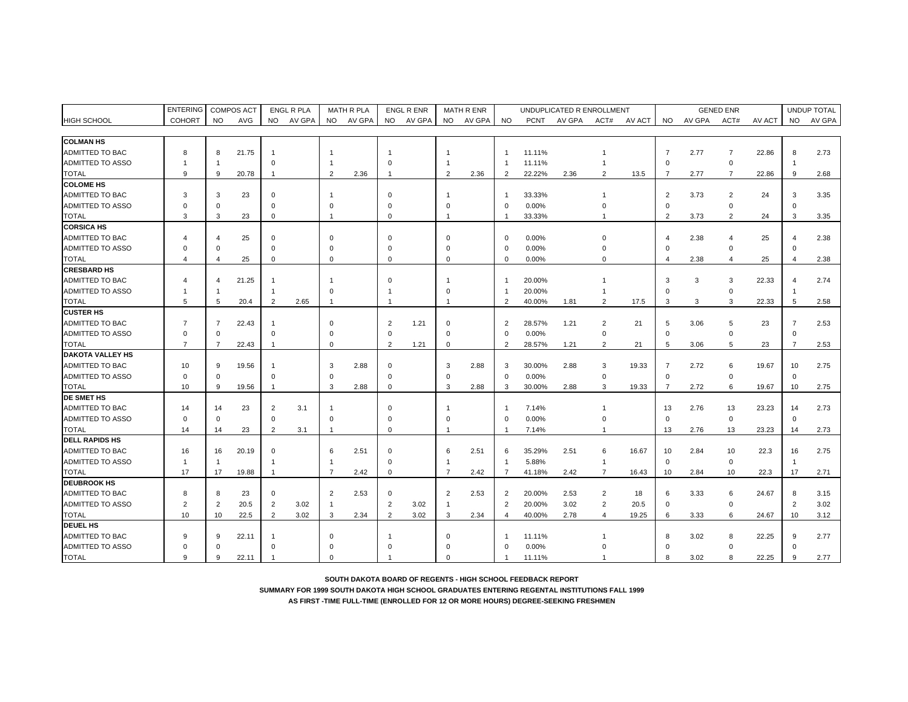| HIGH SCHOOL | ENTERING COHORT | COMPOS ACT NO | COMPOS ACT AVG | ENGL R PLA NO | ENGL R PLA AV GPA | MATH R PLA NO | MATH R PLA AV GPA | ENGL R ENR NO | ENGL R ENR AV GPA | MATH R ENR NO | MATH R ENR AV GPA | UNDUPLICATED R ENROLLMENT NO | UNDUPLICATED R ENROLLMENT PCNT | UNDUPLICATED R ENROLLMENT AV GPA | UNDUPLICATED R ENROLLMENT ACT# | UNDUPLICATED R ENROLLMENT AV ACT | GENED ENR NO | GENED ENR AV GPA | GENED ENR ACT# | GENED ENR AV ACT | UNDUP TOTAL NO | UNDUP TOTAL AV GPA |
|---|---|---|---|---|---|---|---|---|---|---|---|---|---|---|---|---|---|---|---|---|---|---|
| **COLMAN HS** | | | | | | | | | | | | | | | | | | | | | | |
| ADMITTED TO BAC | 8 | 8 | 21.75 | 1 | | 1 | | 1 | | 1 | | 1 | 11.11% | | 1 | | 7 | 2.77 | 7 | 22.86 | 8 | 2.73 |
| ADMITTED TO ASSO | 1 | 1 | | 0 | | 1 | | 0 | | 1 | | 1 | 11.11% | | 1 | | 0 | | 0 | | 1 | |
| TOTAL | 9 | 9 | 20.78 | 1 | | 2 | 2.36 | 1 | | 2 | 2.36 | 2 | 22.22% | 2.36 | 2 | 13.5 | 7 | 2.77 | 7 | 22.86 | 9 | 2.68 |
| **COLOME HS** | | | | | | | | | | | | | | | | | | | | | | |
| ADMITTED TO BAC | 3 | 3 | 23 | 0 | | 1 | | 0 | | 1 | | 1 | 33.33% | | 1 | | 2 | 3.73 | 2 | 24 | 3 | 3.35 |
| ADMITTED TO ASSO | 0 | 0 | | 0 | | 0 | | 0 | | 0 | | 0 | 0.00% | | 0 | | 0 | | 0 | | 0 | |
| TOTAL | 3 | 3 | 23 | 0 | | 1 | | 0 | | 1 | | 1 | 33.33% | | 1 | | 2 | 3.73 | 2 | 24 | 3 | 3.35 |
| **CORSICA HS** | | | | | | | | | | | | | | | | | | | | | | |
| ADMITTED TO BAC | 4 | 4 | 25 | 0 | | 0 | | 0 | | 0 | | 0 | 0.00% | | 0 | | 4 | 2.38 | 4 | 25 | 4 | 2.38 |
| ADMITTED TO ASSO | 0 | 0 | | 0 | | 0 | | 0 | | 0 | | 0 | 0.00% | | 0 | | 0 | | 0 | | 0 | |
| TOTAL | 4 | 4 | 25 | 0 | | 0 | | 0 | | 0 | | 0 | 0.00% | | 0 | | 4 | 2.38 | 4 | 25 | 4 | 2.38 |
| **CRESBARD HS** | | | | | | | | | | | | | | | | | | | | | | |
| ADMITTED TO BAC | 4 | 4 | 21.25 | 1 | | 1 | | 0 | | 1 | | 1 | 20.00% | | 1 | | 3 | 3 | 3 | 22.33 | 4 | 2.74 |
| ADMITTED TO ASSO | 1 | 1 | | 1 | | 0 | | 1 | | 0 | | 1 | 20.00% | | 1 | | 0 | | 0 | | 1 | |
| TOTAL | 5 | 5 | 20.4 | 2 | 2.65 | 1 | | 1 | | 1 | | 2 | 40.00% | 1.81 | 2 | 17.5 | 3 | 3 | 3 | 22.33 | 5 | 2.58 |
| **CUSTER HS** | | | | | | | | | | | | | | | | | | | | | | |
| ADMITTED TO BAC | 7 | 7 | 22.43 | 1 | | 0 | | 2 | 1.21 | 0 | | 2 | 28.57% | 1.21 | 2 | 21 | 5 | 3.06 | 5 | 23 | 7 | 2.53 |
| ADMITTED TO ASSO | 0 | 0 | | 0 | | 0 | | 0 | | 0 | | 0 | 0.00% | | 0 | | 0 | | 0 | | 0 | |
| TOTAL | 7 | 7 | 22.43 | 1 | | 0 | | 2 | 1.21 | 0 | | 2 | 28.57% | 1.21 | 2 | 21 | 5 | 3.06 | 5 | 23 | 7 | 2.53 |
| **DAKOTA VALLEY HS** | | | | | | | | | | | | | | | | | | | | | | |
| ADMITTED TO BAC | 10 | 9 | 19.56 | 1 | | 3 | 2.88 | 0 | | 3 | 2.88 | 3 | 30.00% | 2.88 | 3 | 19.33 | 7 | 2.72 | 6 | 19.67 | 10 | 2.75 |
| ADMITTED TO ASSO | 0 | 0 | | 0 | | 0 | | 0 | | 0 | | 0 | 0.00% | | 0 | | 0 | | 0 | | 0 | |
| TOTAL | 10 | 9 | 19.56 | 1 | | 3 | 2.88 | 0 | | 3 | 2.88 | 3 | 30.00% | 2.88 | 3 | 19.33 | 7 | 2.72 | 6 | 19.67 | 10 | 2.75 |
| **DE SMET HS** | | | | | | | | | | | | | | | | | | | | | | |
| ADMITTED TO BAC | 14 | 14 | 23 | 2 | 3.1 | 1 | | 0 | | 1 | | 1 | 7.14% | | 1 | | 13 | 2.76 | 13 | 23.23 | 14 | 2.73 |
| ADMITTED TO ASSO | 0 | 0 | | 0 | | 0 | | 0 | | 0 | | 0 | 0.00% | | 0 | | 0 | | 0 | | 0 | |
| TOTAL | 14 | 14 | 23 | 2 | 3.1 | 1 | | 0 | | 1 | | 1 | 7.14% | | 1 | | 13 | 2.76 | 13 | 23.23 | 14 | 2.73 |
| **DELL RAPIDS HS** | | | | | | | | | | | | | | | | | | | | | | |
| ADMITTED TO BAC | 16 | 16 | 20.19 | 0 | | 6 | 2.51 | 0 | | 6 | 2.51 | 6 | 35.29% | 2.51 | 6 | 16.67 | 10 | 2.84 | 10 | 22.3 | 16 | 2.75 |
| ADMITTED TO ASSO | 1 | 1 | | 1 | | 1 | | 0 | | 1 | | 1 | 5.88% | | 1 | | 0 | | 0 | | 1 | |
| TOTAL | 17 | 17 | 19.88 | 1 | | 7 | 2.42 | 0 | | 7 | 2.42 | 7 | 41.18% | 2.42 | 7 | 16.43 | 10 | 2.84 | 10 | 22.3 | 17 | 2.71 |
| **DEUBROOK HS** | | | | | | | | | | | | | | | | | | | | | | |
| ADMITTED TO BAC | 8 | 8 | 23 | 0 | | 2 | 2.53 | 0 | | 2 | 2.53 | 2 | 20.00% | 2.53 | 2 | 18 | 6 | 3.33 | 6 | 24.67 | 8 | 3.15 |
| ADMITTED TO ASSO | 2 | 2 | 20.5 | 2 | 3.02 | 1 | | 2 | 3.02 | 1 | | 2 | 20.00% | 3.02 | 2 | 20.5 | 0 | | 0 | | 2 | 3.02 |
| TOTAL | 10 | 10 | 22.5 | 2 | 3.02 | 3 | 2.34 | 2 | 3.02 | 3 | 2.34 | 4 | 40.00% | 2.78 | 4 | 19.25 | 6 | 3.33 | 6 | 24.67 | 10 | 3.12 |
| **DEUEL HS** | | | | | | | | | | | | | | | | | | | | | | |
| ADMITTED TO BAC | 9 | 9 | 22.11 | 1 | | 0 | | 1 | | 0 | | 1 | 11.11% | | 1 | | 8 | 3.02 | 8 | 22.25 | 9 | 2.77 |
| ADMITTED TO ASSO | 0 | 0 | | 0 | | 0 | | 0 | | 0 | | 0 | 0.00% | | 0 | | 0 | | 0 | | 0 | |
| TOTAL | 9 | 9 | 22.11 | 1 | | 0 | | 1 | | 0 | | 1 | 11.11% | | 1 | | 8 | 3.02 | 8 | 22.25 | 9 | 2.77 |

**SOUTH DAKOTA BOARD OF REGENTS - HIGH SCHOOL FEEDBACK REPORT**

**SUMMARY FOR 1999 SOUTH DAKOTA HIGH SCHOOL GRADUATES ENTERING REGENTAL INSTITUTIONS FALL 1999**

**AS FIRST -TIME FULL-TIME (ENROLLED FOR 12 OR MORE HOURS) DEGREE-SEEKING FRESHMEN**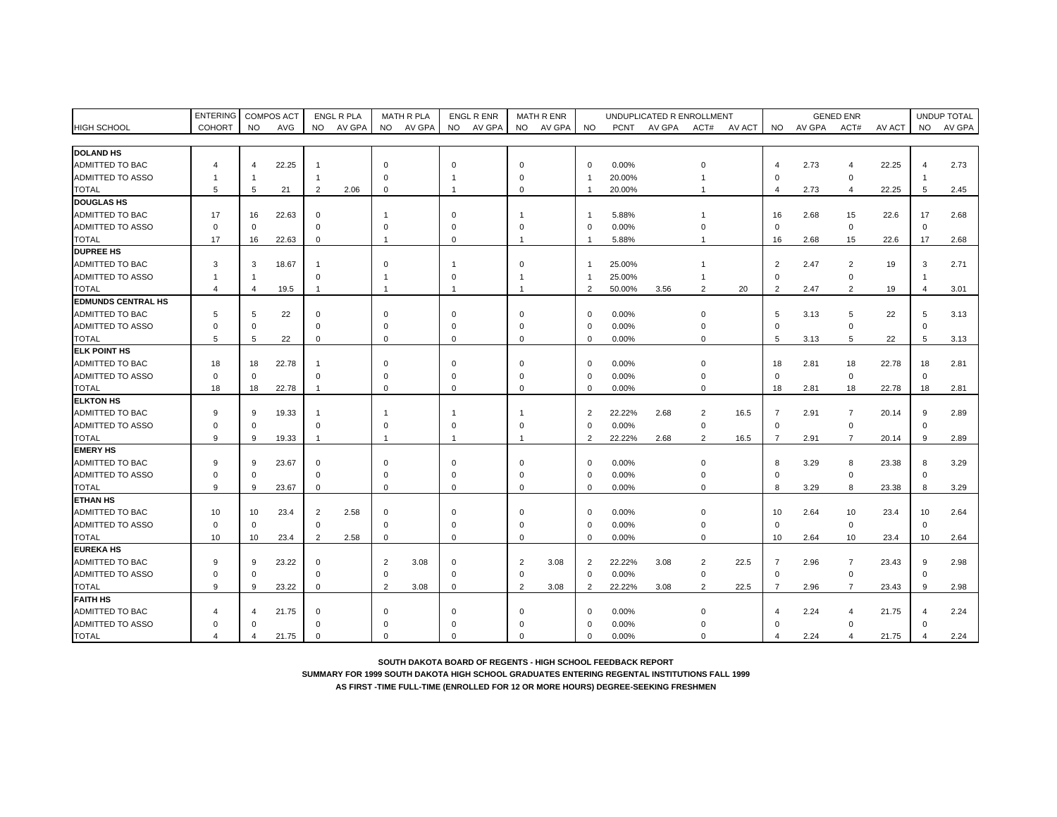| HIGH SCHOOL | ENTERING COHORT | COMPOS ACT NO | COMPOS ACT AVG | ENGL R PLA NO | ENGL R PLA AV GPA | MATH R PLA NO | MATH R PLA AV GPA | ENGL R ENR NO | ENGL R ENR AV GPA | MATH R ENR NO | MATH R ENR AV GPA | UNDUPLICATED R ENROLLMENT NO | PCNT | AV GPA | ACT# | AV ACT | GENED ENR NO | AV GPA | ACT# | AV ACT | UNDUP TOTAL NO | UNDUP TOTAL AV GPA |
|---|---|---|---|---|---|---|---|---|---|---|---|---|---|---|---|---|---|---|---|---|---|---|
| **DOLAND HS** | | | | | | | | | | | | | | | | | | | | | | |
| ADMITTED TO BAC | 4 | 4 | 22.25 | 1 | | 0 | | 0 | | 0 | | 0 | 0.00% | | 0 | | 4 | 2.73 | 4 | 22.25 | 4 | 2.73 |
| ADMITTED TO ASSO | 1 | 1 | | 1 | | 0 | | 1 | | 0 | | 1 | 20.00% | | 1 | | 0 | | 0 | | 1 | |
| TOTAL | 5 | 5 | 21 | 2 | 2.06 | 0 | | 1 | | 0 | | 1 | 20.00% | | 1 | | 4 | 2.73 | 4 | 22.25 | 5 | 2.45 |
| **DOUGLAS HS** | | | | | | | | | | | | | | | | | | | | | | |
| ADMITTED TO BAC | 17 | 16 | 22.63 | 0 | | 1 | | 0 | | 1 | | 1 | 5.88% | | 1 | | 16 | 2.68 | 15 | 22.6 | 17 | 2.68 |
| ADMITTED TO ASSO | 0 | 0 | | 0 | | 0 | | 0 | | 0 | | 0 | 0.00% | | 0 | | 0 | | 0 | | 0 | |
| TOTAL | 17 | 16 | 22.63 | 0 | | 1 | | 0 | | 1 | | 1 | 5.88% | | 1 | | 16 | 2.68 | 15 | 22.6 | 17 | 2.68 |
| **DUPREE HS** | | | | | | | | | | | | | | | | | | | | | | |
| ADMITTED TO BAC | 3 | 3 | 18.67 | 1 | | 0 | | 1 | | 0 | | 1 | 25.00% | | 1 | | 2 | 2.47 | 2 | 19 | 3 | 2.71 |
| ADMITTED TO ASSO | 1 | 1 | | 0 | | 1 | | 0 | | 1 | | 1 | 25.00% | | 1 | | 0 | | 0 | | 1 | |
| TOTAL | 4 | 4 | 19.5 | 1 | | 1 | | 1 | | 1 | | 2 | 50.00% | 3.56 | 2 | 20 | 2 | 2.47 | 2 | 19 | 4 | 3.01 |
| **EDMUNDS CENTRAL HS** | | | | | | | | | | | | | | | | | | | | | | |
| ADMITTED TO BAC | 5 | 5 | 22 | 0 | | 0 | | 0 | | 0 | | 0 | 0.00% | | 0 | | 5 | 3.13 | 5 | 22 | 5 | 3.13 |
| ADMITTED TO ASSO | 0 | 0 | | 0 | | 0 | | 0 | | 0 | | 0 | 0.00% | | 0 | | 0 | | 0 | | 0 | |
| TOTAL | 5 | 5 | 22 | 0 | | 0 | | 0 | | 0 | | 0 | 0.00% | | 0 | | 5 | 3.13 | 5 | 22 | 5 | 3.13 |
| **ELK POINT HS** | | | | | | | | | | | | | | | | | | | | | | |
| ADMITTED TO BAC | 18 | 18 | 22.78 | 1 | | 0 | | 0 | | 0 | | 0 | 0.00% | | 0 | | 18 | 2.81 | 18 | 22.78 | 18 | 2.81 |
| ADMITTED TO ASSO | 0 | 0 | | 0 | | 0 | | 0 | | 0 | | 0 | 0.00% | | 0 | | 0 | | 0 | | 0 | |
| TOTAL | 18 | 18 | 22.78 | 1 | | 0 | | 0 | | 0 | | 0 | 0.00% | | 0 | | 18 | 2.81 | 18 | 22.78 | 18 | 2.81 |
| **ELKTON HS** | | | | | | | | | | | | | | | | | | | | | | |
| ADMITTED TO BAC | 9 | 9 | 19.33 | 1 | | 1 | | 1 | | 1 | | 2 | 22.22% | 2.68 | 2 | 16.5 | 7 | 2.91 | 7 | 20.14 | 9 | 2.89 |
| ADMITTED TO ASSO | 0 | 0 | | 0 | | 0 | | 0 | | 0 | | 0 | 0.00% | | 0 | | 0 | | 0 | | 0 | |
| TOTAL | 9 | 9 | 19.33 | 1 | | 1 | | 1 | | 1 | | 2 | 22.22% | 2.68 | 2 | 16.5 | 7 | 2.91 | 7 | 20.14 | 9 | 2.89 |
| **EMERY HS** | | | | | | | | | | | | | | | | | | | | | | |
| ADMITTED TO BAC | 9 | 9 | 23.67 | 0 | | 0 | | 0 | | 0 | | 0 | 0.00% | | 0 | | 8 | 3.29 | 8 | 23.38 | 8 | 3.29 |
| ADMITTED TO ASSO | 0 | 0 | | 0 | | 0 | | 0 | | 0 | | 0 | 0.00% | | 0 | | 0 | | 0 | | 0 | |
| TOTAL | 9 | 9 | 23.67 | 0 | | 0 | | 0 | | 0 | | 0 | 0.00% | | 0 | | 8 | 3.29 | 8 | 23.38 | 8 | 3.29 |
| **ETHAN HS** | | | | | | | | | | | | | | | | | | | | | | |
| ADMITTED TO BAC | 10 | 10 | 23.4 | 2 | 2.58 | 0 | | 0 | | 0 | | 0 | 0.00% | | 0 | | 10 | 2.64 | 10 | 23.4 | 10 | 2.64 |
| ADMITTED TO ASSO | 0 | 0 | | 0 | | 0 | | 0 | | 0 | | 0 | 0.00% | | 0 | | 0 | | 0 | | 0 | |
| TOTAL | 10 | 10 | 23.4 | 2 | 2.58 | 0 | | 0 | | 0 | | 0 | 0.00% | | 0 | | 10 | 2.64 | 10 | 23.4 | 10 | 2.64 |
| **EUREKA HS** | | | | | | | | | | | | | | | | | | | | | | |
| ADMITTED TO BAC | 9 | 9 | 23.22 | 0 | | 2 | 3.08 | 0 | | 2 | 3.08 | 2 | 22.22% | 3.08 | 2 | 22.5 | 7 | 2.96 | 7 | 23.43 | 9 | 2.98 |
| ADMITTED TO ASSO | 0 | 0 | | 0 | | 0 | | 0 | | 0 | | 0 | 0.00% | | 0 | | 0 | | 0 | | 0 | |
| TOTAL | 9 | 9 | 23.22 | 0 | | 2 | 3.08 | 0 | | 2 | 3.08 | 2 | 22.22% | 3.08 | 2 | 22.5 | 7 | 2.96 | 7 | 23.43 | 9 | 2.98 |
| **FAITH HS** | | | | | | | | | | | | | | | | | | | | | | |
| ADMITTED TO BAC | 4 | 4 | 21.75 | 0 | | 0 | | 0 | | 0 | | 0 | 0.00% | | 0 | | 4 | 2.24 | 4 | 21.75 | 4 | 2.24 |
| ADMITTED TO ASSO | 0 | 0 | | 0 | | 0 | | 0 | | 0 | | 0 | 0.00% | | 0 | | 0 | | 0 | | 0 | |
| TOTAL | 4 | 4 | 21.75 | 0 | | 0 | | 0 | | 0 | | 0 | 0.00% | | 0 | | 4 | 2.24 | 4 | 21.75 | 4 | 2.24 |

**SOUTH DAKOTA BOARD OF REGENTS - HIGH SCHOOL FEEDBACK REPORT**

**SUMMARY FOR 1999 SOUTH DAKOTA HIGH SCHOOL GRADUATES ENTERING REGENTAL INSTITUTIONS FALL 1999**

**AS FIRST -TIME FULL-TIME (ENROLLED FOR 12 OR MORE HOURS) DEGREE-SEEKING FRESHMEN**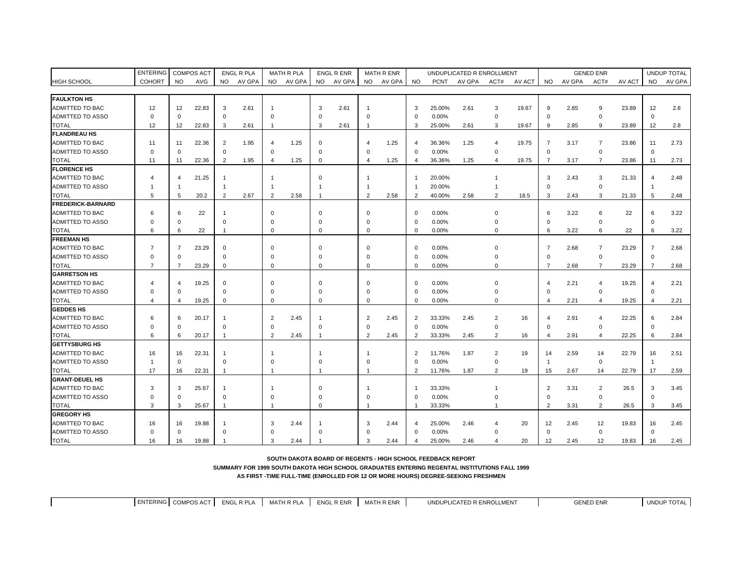| | ENTERING | COMPOS ACT | | ENGL R PLA | | MATH R PLA | | ENGL R ENR | | MATH R ENR | | UNDUPLICATED R ENROLLMENT | | | | | GENED ENR | | | | UNDUP TOTAL | |
|---|---|---|---|---|---|---|---|---|---|---|---|---|---|---|---|---|---|---|---|---|---|---|
| HIGH SCHOOL | COHORT | NO | AVG | NO | AV GPA | NO | AV GPA | NO | AV GPA | NO | AV GPA | NO | PCNT | AV GPA | ACT# | AV ACT | NO | AV GPA | ACT# | AV ACT | NO | AV GPA |
| **FAULKTON HS** | | | | | | | | | | | | | | | | | | | | | | |
| ADMITTED TO BAC | 12 | 12 | 22.83 | 3 | 2.61 | 1 | | 3 | 2.61 | 1 | | 3 | 25.00% | 2.61 | 3 | 19.67 | 9 | 2.85 | 9 | 23.89 | 12 | 2.8 |
| ADMITTED TO ASSO | 0 | 0 | | 0 | | 0 | | 0 | | 0 | | 0 | 0.00% | | 0 | | 0 | | 0 | | 0 | |
| TOTAL | 12 | 12 | 22.83 | 3 | 2.61 | 1 | | 3 | 2.61 | 1 | | 3 | 25.00% | 2.61 | 3 | 19.67 | 9 | 2.85 | 9 | 23.89 | 12 | 2.8 |
| **FLANDREAU HS** | | | | | | | | | | | | | | | | | | | | | | |
| ADMITTED TO BAC | 11 | 11 | 22.36 | 2 | 1.95 | 4 | 1.25 | 0 | | 4 | 1.25 | 4 | 36.36% | 1.25 | 4 | 19.75 | 7 | 3.17 | 7 | 23.86 | 11 | 2.73 |
| ADMITTED TO ASSO | 0 | 0 | | 0 | | 0 | | 0 | | 0 | | 0 | 0.00% | | 0 | | 0 | | 0 | | 0 | |
| TOTAL | 11 | 11 | 22.36 | 2 | 1.95 | 4 | 1.25 | 0 | | 4 | 1.25 | 4 | 36.36% | 1.25 | 4 | 19.75 | 7 | 3.17 | 7 | 23.86 | 11 | 2.73 |
| **FLORENCE HS** | | | | | | | | | | | | | | | | | | | | | | |
| ADMITTED TO BAC | 4 | 4 | 21.25 | 1 | | 1 | | 0 | | 1 | | 1 | 20.00% | | 1 | | 3 | 2.43 | 3 | 21.33 | 4 | 2.48 |
| ADMITTED TO ASSO | 1 | 1 | | 1 | | 1 | | 1 | | 1 | | 1 | 20.00% | | 1 | | 0 | | 0 | | 1 | |
| TOTAL | 5 | 5 | 20.2 | 2 | 2.67 | 2 | 2.58 | 1 | | 2 | 2.58 | 2 | 40.00% | 2.58 | 2 | 18.5 | 3 | 2.43 | 3 | 21.33 | 5 | 2.48 |
| **FREDERICK-BARNARD** | | | | | | | | | | | | | | | | | | | | | | |
| ADMITTED TO BAC | 6 | 6 | 22 | 1 | | 0 | | 0 | | 0 | | 0 | 0.00% | | 0 | | 6 | 3.22 | 6 | 22 | 6 | 3.22 |
| ADMITTED TO ASSO | 0 | 0 | | 0 | | 0 | | 0 | | 0 | | 0 | 0.00% | | 0 | | 0 | | 0 | | 0 | |
| TOTAL | 6 | 6 | 22 | 1 | | 0 | | 0 | | 0 | | 0 | 0.00% | | 0 | | 6 | 3.22 | 6 | 22 | 6 | 3.22 |
| **FREEMAN HS** | | | | | | | | | | | | | | | | | | | | | | |
| ADMITTED TO BAC | 7 | 7 | 23.29 | 0 | | 0 | | 0 | | 0 | | 0 | 0.00% | | 0 | | 7 | 2.68 | 7 | 23.29 | 7 | 2.68 |
| ADMITTED TO ASSO | 0 | 0 | | 0 | | 0 | | 0 | | 0 | | 0 | 0.00% | | 0 | | 0 | | 0 | | 0 | |
| TOTAL | 7 | 7 | 23.29 | 0 | | 0 | | 0 | | 0 | | 0 | 0.00% | | 0 | | 7 | 2.68 | 7 | 23.29 | 7 | 2.68 |
| **GARRETSON HS** | | | | | | | | | | | | | | | | | | | | | | |
| ADMITTED TO BAC | 4 | 4 | 19.25 | 0 | | 0 | | 0 | | 0 | | 0 | 0.00% | | 0 | | 4 | 2.21 | 4 | 19.25 | 4 | 2.21 |
| ADMITTED TO ASSO | 0 | 0 | | 0 | | 0 | | 0 | | 0 | | 0 | 0.00% | | 0 | | 0 | | 0 | | 0 | |
| TOTAL | 4 | 4 | 19.25 | 0 | | 0 | | 0 | | 0 | | 0 | 0.00% | | 0 | | 4 | 2.21 | 4 | 19.25 | 4 | 2.21 |
| **GEDDES HS** | | | | | | | | | | | | | | | | | | | | | | |
| ADMITTED TO BAC | 6 | 6 | 20.17 | 1 | | 2 | 2.45 | 1 | | 2 | 2.45 | 2 | 33.33% | 2.45 | 2 | 16 | 4 | 2.91 | 4 | 22.25 | 6 | 2.84 |
| ADMITTED TO ASSO | 0 | 0 | | 0 | | 0 | | 0 | | 0 | | 0 | 0.00% | | 0 | | 0 | | 0 | | 0 | |
| TOTAL | 6 | 6 | 20.17 | 1 | | 2 | 2.45 | 1 | | 2 | 2.45 | 2 | 33.33% | 2.45 | 2 | 16 | 4 | 2.91 | 4 | 22.25 | 6 | 2.84 |
| **GETTYSBURG HS** | | | | | | | | | | | | | | | | | | | | | | |
| ADMITTED TO BAC | 16 | 16 | 22.31 | 1 | | 1 | | 1 | | 1 | | 2 | 11.76% | 1.87 | 2 | 19 | 14 | 2.59 | 14 | 22.79 | 16 | 2.51 |
| ADMITTED TO ASSO | 1 | 0 | | 0 | | 0 | | 0 | | 0 | | 0 | 0.00% | | 0 | | 1 | | 0 | | 1 | |
| TOTAL | 17 | 16 | 22.31 | 1 | | 1 | | 1 | | 1 | | 2 | 11.76% | 1.87 | 2 | 19 | 15 | 2.67 | 14 | 22.79 | 17 | 2.59 |
| **GRANT-DEUEL HS** | | | | | | | | | | | | | | | | | | | | | | |
| ADMITTED TO BAC | 3 | 3 | 25.67 | 1 | | 1 | | 0 | | 1 | | 1 | 33.33% | | 1 | | 2 | 3.31 | 2 | 26.5 | 3 | 3.45 |
| ADMITTED TO ASSO | 0 | 0 | | 0 | | 0 | | 0 | | 0 | | 0 | 0.00% | | 0 | | 0 | | 0 | | 0 | |
| TOTAL | 3 | 3 | 25.67 | 1 | | 1 | | 0 | | 1 | | 1 | 33.33% | | 1 | | 2 | 3.31 | 2 | 26.5 | 3 | 3.45 |
| **GREGORY HS** | | | | | | | | | | | | | | | | | | | | | | |
| ADMITTED TO BAC | 16 | 16 | 19.88 | 1 | | 3 | 2.44 | 1 | | 3 | 2.44 | 4 | 25.00% | 2.46 | 4 | 20 | 12 | 2.45 | 12 | 19.83 | 16 | 2.45 |
| ADMITTED TO ASSO | 0 | 0 | | 0 | | 0 | | 0 | | 0 | | 0 | 0.00% | | 0 | | 0 | | 0 | | 0 | |
| TOTAL | 16 | 16 | 19.88 | 1 | | 3 | 2.44 | 1 | | 3 | 2.44 | 4 | 25.00% | 2.46 | 4 | 20 | 12 | 2.45 | 12 | 19.83 | 16 | 2.45 |

**SOUTH DAKOTA BOARD OF REGENTS - HIGH SCHOOL FEEDBACK REPORT**

**SUMMARY FOR 1999 SOUTH DAKOTA HIGH SCHOOL GRADUATES ENTERING REGENTAL INSTITUTIONS FALL 1999**

**AS FIRST -TIME FULL-TIME (ENROLLED FOR 12 OR MORE HOURS) DEGREE-SEEKING FRESHMEN**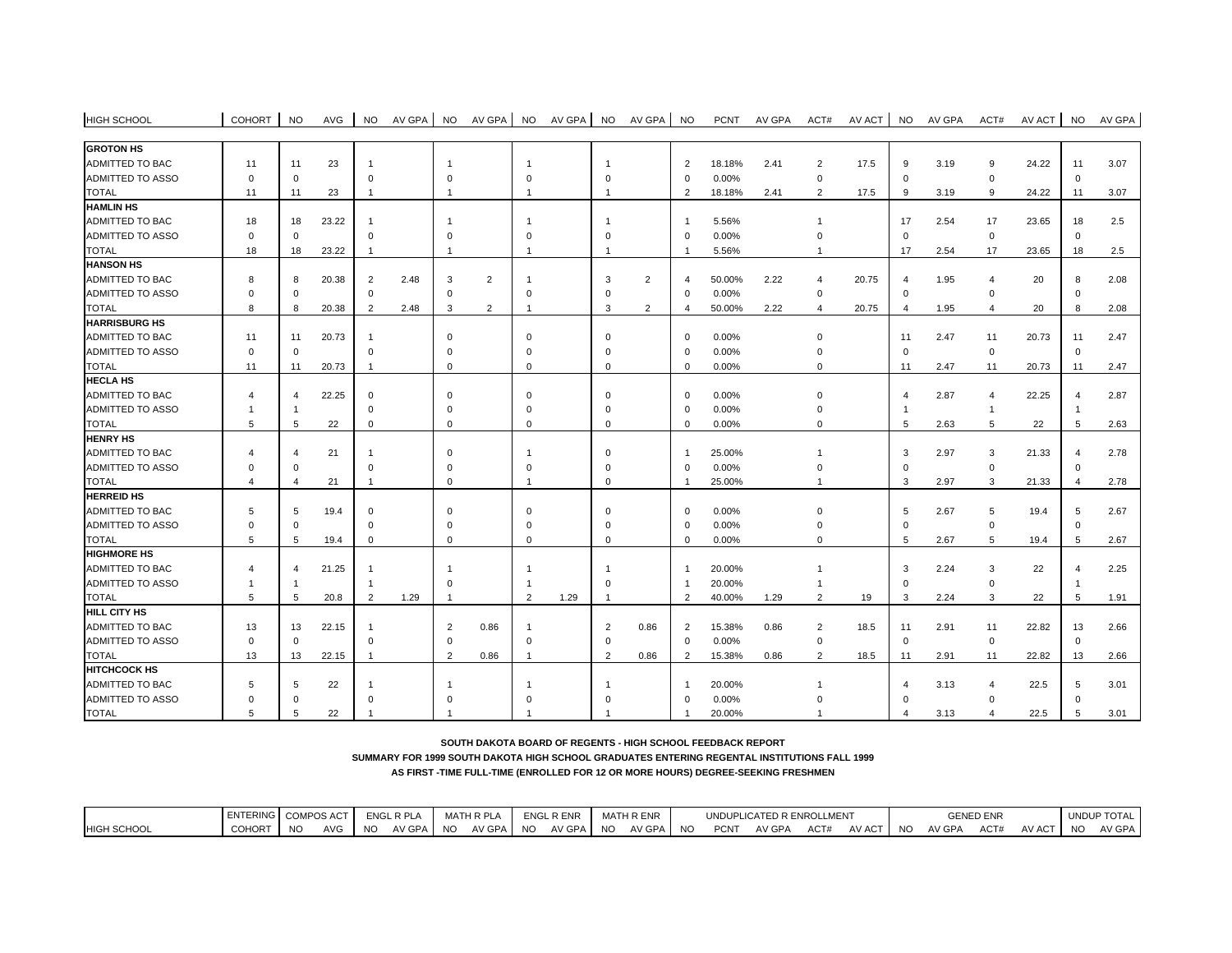**SOUTH DAKOTA BOARD OF REGENTS - HIGH SCHOOL FEEDBACK REPORT**

**SUMMARY FOR 1999 SOUTH DAKOTA HIGH SCHOOL GRADUATES ENTERING REGENTAL INSTITUTIONS FALL 1999**

**AS FIRST -TIME FULL-TIME (ENROLLED FOR 12 OR MORE HOURS) DEGREE-SEEKING FRESHMEN**

| | ENTERING | COMPOS ACT | | ENGL R PLA | | MATH R PLA | | ENGL R ENR | | MATH R ENR | | UNDUPLICATED R ENROLLMENT | | | | | GENED ENR | | | | | UNDUP TOTAL | |
|---|---|---|---|---|---|---|---|---|---|---|---|---|---|---|---|---|---|---|---|---|---|---|---|
| HIGH SCHOOL | COHORT | NO | AVG | NO | AV GPA | NO | AV GPA | NO | AV GPA | NO | AV GPA | NO | PCNT | AV GPA | ACT# | AV ACT | NO | AV GPA | ACT# | AV ACT | NO | AV GPA |
| **GROTON HS** | | | | | | | | | | | | | | | | | | | | | | |
| ADMITTED TO BAC | 11 | 11 | 23 | 1 | | 1 | | 1 | | 1 | | 2 | 18.18% | 2.41 | 2 | 17.5 | 9 | 3.19 | 9 | 24.22 | 11 | 3.07 |
| ADMITTED TO ASSO | 0 | 0 | | 0 | | 0 | | 0 | | 0 | | 0 | 0.00% | | 0 | | 0 | | 0 | | 0 | |
| TOTAL | 11 | 11 | 23 | 1 | | 1 | | 1 | | 1 | | 2 | 18.18% | 2.41 | 2 | 17.5 | 9 | 3.19 | 9 | 24.22 | 11 | 3.07 |
| **HAMLIN HS** | | | | | | | | | | | | | | | | | | | | | | |
| ADMITTED TO BAC | 18 | 18 | 23.22 | 1 | | 1 | | 1 | | 1 | | 1 | 5.56% | | 1 | | 17 | 2.54 | 17 | 23.65 | 18 | 2.5 |
| ADMITTED TO ASSO | 0 | 0 | | 0 | | 0 | | 0 | | 0 | | 0 | 0.00% | | 0 | | 0 | | 0 | | 0 | |
| TOTAL | 18 | 18 | 23.22 | 1 | | 1 | | 1 | | 1 | | 1 | 5.56% | | 1 | | 17 | 2.54 | 17 | 23.65 | 18 | 2.5 |
| **HANSON HS** | | | | | | | | | | | | | | | | | | | | | | |
| ADMITTED TO BAC | 8 | 8 | 20.38 | 2 | 2.48 | 3 | 2 | 1 | | 3 | 2 | 4 | 50.00% | 2.22 | 4 | 20.75 | 4 | 1.95 | 4 | 20 | 8 | 2.08 |
| ADMITTED TO ASSO | 0 | 0 | | 0 | | 0 | | 0 | | 0 | | 0 | 0.00% | | 0 | | 0 | | 0 | | 0 | |
| TOTAL | 8 | 8 | 20.38 | 2 | 2.48 | 3 | 2 | 1 | | 3 | 2 | 4 | 50.00% | 2.22 | 4 | 20.75 | 4 | 1.95 | 4 | 20 | 8 | 2.08 |
| **HARRISBURG HS** | | | | | | | | | | | | | | | | | | | | | | |
| ADMITTED TO BAC | 11 | 11 | 20.73 | 1 | | 0 | | 0 | | 0 | | 0 | 0.00% | | 0 | | 11 | 2.47 | 11 | 20.73 | 11 | 2.47 |
| ADMITTED TO ASSO | 0 | 0 | | 0 | | 0 | | 0 | | 0 | | 0 | 0.00% | | 0 | | 0 | | 0 | | 0 | |
| TOTAL | 11 | 11 | 20.73 | 1 | | 0 | | 0 | | 0 | | 0 | 0.00% | | 0 | | 11 | 2.47 | 11 | 20.73 | 11 | 2.47 |
| **HECLA HS** | | | | | | | | | | | | | | | | | | | | | | |
| ADMITTED TO BAC | 4 | 4 | 22.25 | 0 | | 0 | | 0 | | 0 | | 0 | 0.00% | | 0 | | 4 | 2.87 | 4 | 22.25 | 4 | 2.87 |
| ADMITTED TO ASSO | 1 | 1 | | 0 | | 0 | | 0 | | 0 | | 0 | 0.00% | | 0 | | 1 | | 1 | | 1 | |
| TOTAL | 5 | 5 | 22 | 0 | | 0 | | 0 | | 0 | | 0 | 0.00% | | 0 | | 5 | 2.63 | 5 | 22 | 5 | 2.63 |
| **HENRY HS** | | | | | | | | | | | | | | | | | | | | | | |
| ADMITTED TO BAC | 4 | 4 | 21 | 1 | | 0 | | 1 | | 0 | | 1 | 25.00% | | 1 | | 3 | 2.97 | 3 | 21.33 | 4 | 2.78 |
| ADMITTED TO ASSO | 0 | 0 | | 0 | | 0 | | 0 | | 0 | | 0 | 0.00% | | 0 | | 0 | | 0 | | 0 | |
| TOTAL | 4 | 4 | 21 | 1 | | 0 | | 1 | | 0 | | 1 | 25.00% | | 1 | | 3 | 2.97 | 3 | 21.33 | 4 | 2.78 |
| **HERREID HS** | | | | | | | | | | | | | | | | | | | | | | |
| ADMITTED TO BAC | 5 | 5 | 19.4 | 0 | | 0 | | 0 | | 0 | | 0 | 0.00% | | 0 | | 5 | 2.67 | 5 | 19.4 | 5 | 2.67 |
| ADMITTED TO ASSO | 0 | 0 | | 0 | | 0 | | 0 | | 0 | | 0 | 0.00% | | 0 | | 0 | | 0 | | 0 | |
| TOTAL | 5 | 5 | 19.4 | 0 | | 0 | | 0 | | 0 | | 0 | 0.00% | | 0 | | 5 | 2.67 | 5 | 19.4 | 5 | 2.67 |
| **HIGHMORE HS** | | | | | | | | | | | | | | | | | | | | | | |
| ADMITTED TO BAC | 4 | 4 | 21.25 | 1 | | 1 | | 1 | | 1 | | 1 | 20.00% | | 1 | | 3 | 2.24 | 3 | 22 | 4 | 2.25 |
| ADMITTED TO ASSO | 1 | 1 | | 1 | | 0 | | 1 | | 0 | | 1 | 20.00% | | 1 | | 0 | | 0 | | 1 | |
| TOTAL | 5 | 5 | 20.8 | 2 | 1.29 | 1 | | 2 | 1.29 | 1 | | 2 | 40.00% | 1.29 | 2 | 19 | 3 | 2.24 | 3 | 22 | 5 | 1.91 |
| **HILL CITY HS** | | | | | | | | | | | | | | | | | | | | | | |
| ADMITTED TO BAC | 13 | 13 | 22.15 | 1 | | 2 | 0.86 | 1 | | 2 | 0.86 | 2 | 15.38% | 0.86 | 2 | 18.5 | 11 | 2.91 | 11 | 22.82 | 13 | 2.66 |
| ADMITTED TO ASSO | 0 | 0 | | 0 | | 0 | | 0 | | 0 | | 0 | 0.00% | | 0 | | 0 | | 0 | | 0 | |
| TOTAL | 13 | 13 | 22.15 | 1 | | 2 | 0.86 | 1 | | 2 | 0.86 | 2 | 15.38% | 0.86 | 2 | 18.5 | 11 | 2.91 | 11 | 22.82 | 13 | 2.66 |
| **HITCHCOCK HS** | | | | | | | | | | | | | | | | | | | | | | |
| ADMITTED TO BAC | 5 | 5 | 22 | 1 | | 1 | | 1 | | 1 | | 1 | 20.00% | | 1 | | 4 | 3.13 | 4 | 22.5 | 5 | 3.01 |
| ADMITTED TO ASSO | 0 | 0 | | 0 | | 0 | | 0 | | 0 | | 0 | 0.00% | | 0 | | 0 | | 0 | | 0 | |
| TOTAL | 5 | 5 | 22 | 1 | | 1 | | 1 | | 1 | | 1 | 20.00% | | 1 | | 4 | 3.13 | 4 | 22.5 | 5 | 3.01 |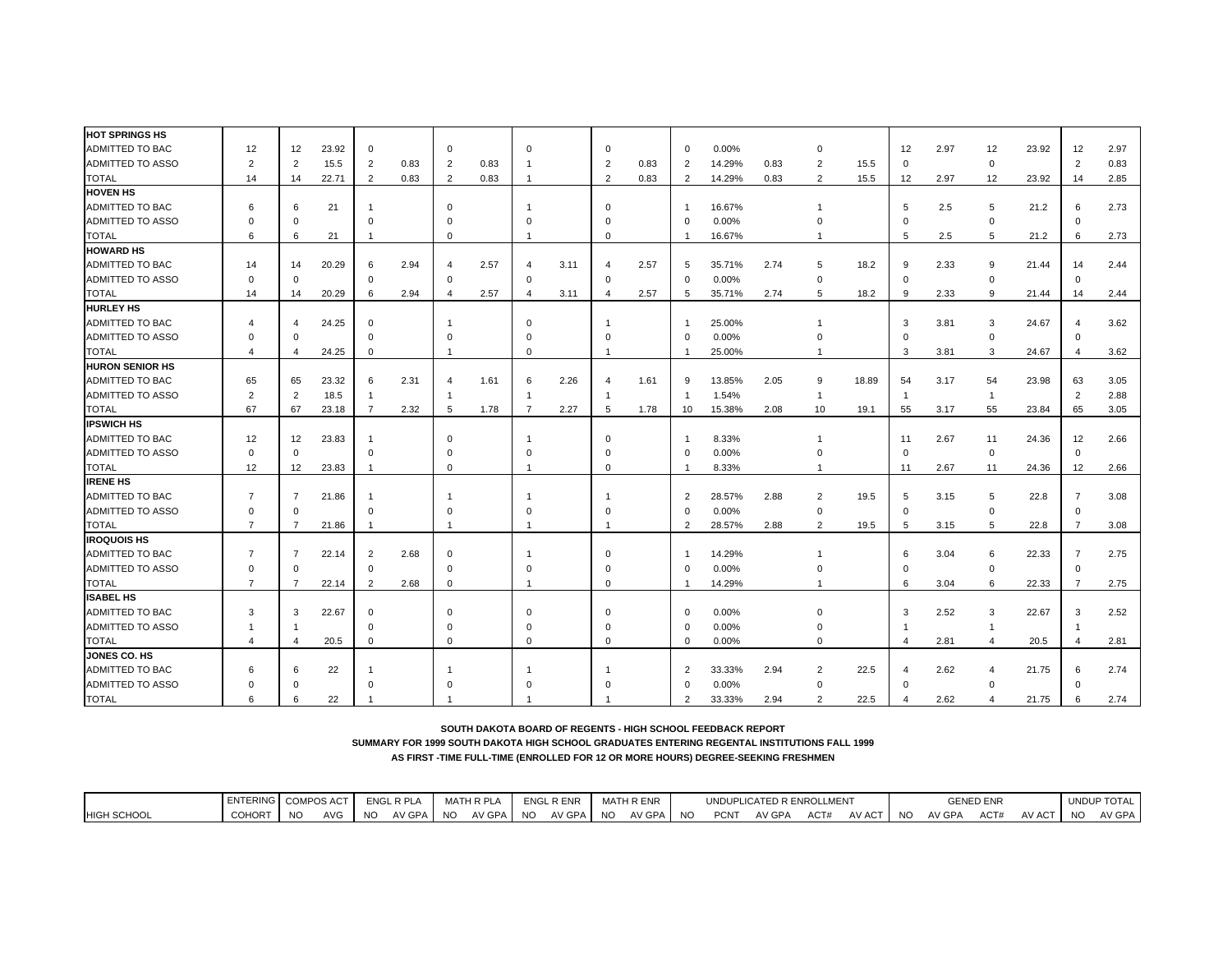**SOUTH DAKOTA BOARD OF REGENTS - HIGH SCHOOL FEEDBACK REPORT**
**SUMMARY FOR 1999 SOUTH DAKOTA HIGH SCHOOL GRADUATES ENTERING REGENTAL INSTITUTIONS FALL 1999**
**AS FIRST -TIME FULL-TIME (ENROLLED FOR 12 OR MORE HOURS) DEGREE-SEEKING FRESHMEN**

| | ENTERING | COMPOS ACT | | ENGL R PLA | | MATH R PLA | | ENGL R ENR | | MATH R ENR | | UNDUPLICATED R ENROLLMENT | | | | | GENED ENR | | | | UNDUP TOTAL | |
|---|---|---|---|---|---|---|---|---|---|---|---|---|---|---|---|---|---|---|---|---|---|---|
| HIGH SCHOOL | COHORT | NO | AVG | NO | AV GPA | NO | AV GPA | NO | AV GPA | NO | AV GPA | NO | PCNT | AV GPA | ACT# | AV ACT | NO | AV GPA | ACT# | AV ACT | NO | AV GPA |
| **HOT SPRINGS HS** | | | | | | | | | | | | | | | | | | | | | | |
| ADMITTED TO BAC | 12 | 12 | 23.92 | 0 | | 0 | | 0 | | 0 | | 0 | 0.00% | | 0 | | 12 | 2.97 | 12 | 23.92 | 12 | 2.97 |
| ADMITTED TO ASSO | 2 | 2 | 15.5 | 2 | 0.83 | 2 | 0.83 | 1 | | 2 | 0.83 | 2 | 14.29% | 0.83 | 2 | 15.5 | 0 | | 0 | | 2 | 0.83 |
| TOTAL | 14 | 14 | 22.71 | 2 | 0.83 | 2 | 0.83 | 1 | | 2 | 0.83 | 2 | 14.29% | 0.83 | 2 | 15.5 | 12 | 2.97 | 12 | 23.92 | 14 | 2.85 |
| **HOVEN HS** | | | | | | | | | | | | | | | | | | | | | | |
| ADMITTED TO BAC | 6 | 6 | 21 | 1 | | 0 | | 1 | | 0 | | 1 | 16.67% | | 1 | | 5 | 2.5 | 5 | 21.2 | 6 | 2.73 |
| ADMITTED TO ASSO | 0 | 0 | | 0 | | 0 | | 0 | | 0 | | 0 | 0.00% | | 0 | | 0 | | 0 | | 0 | |
| TOTAL | 6 | 6 | 21 | 1 | | 0 | | 1 | | 0 | | 1 | 16.67% | | 1 | | 5 | 2.5 | 5 | 21.2 | 6 | 2.73 |
| **HOWARD HS** | | | | | | | | | | | | | | | | | | | | | | |
| ADMITTED TO BAC | 14 | 14 | 20.29 | 6 | 2.94 | 4 | 2.57 | 4 | 3.11 | 4 | 2.57 | 5 | 35.71% | 2.74 | 5 | 18.2 | 9 | 2.33 | 9 | 21.44 | 14 | 2.44 |
| ADMITTED TO ASSO | 0 | 0 | | 0 | | 0 | | 0 | | 0 | | 0 | 0.00% | | 0 | | 0 | | 0 | | 0 | |
| TOTAL | 14 | 14 | 20.29 | 6 | 2.94 | 4 | 2.57 | 4 | 3.11 | 4 | 2.57 | 5 | 35.71% | 2.74 | 5 | 18.2 | 9 | 2.33 | 9 | 21.44 | 14 | 2.44 |
| **HURLEY HS** | | | | | | | | | | | | | | | | | | | | | | |
| ADMITTED TO BAC | 4 | 4 | 24.25 | 0 | | 1 | | 0 | | 1 | | 1 | 25.00% | | 1 | | 3 | 3.81 | 3 | 24.67 | 4 | 3.62 |
| ADMITTED TO ASSO | 0 | 0 | | 0 | | 0 | | 0 | | 0 | | 0 | 0.00% | | 0 | | 0 | | 0 | | 0 | |
| TOTAL | 4 | 4 | 24.25 | 0 | | 1 | | 0 | | 1 | | 1 | 25.00% | | 1 | | 3 | 3.81 | 3 | 24.67 | 4 | 3.62 |
| **HURON SENIOR HS** | | | | | | | | | | | | | | | | | | | | | | |
| ADMITTED TO BAC | 65 | 65 | 23.32 | 6 | 2.31 | 4 | 1.61 | 6 | 2.26 | 4 | 1.61 | 9 | 13.85% | 2.05 | 9 | 18.89 | 54 | 3.17 | 54 | 23.98 | 63 | 3.05 |
| ADMITTED TO ASSO | 2 | 2 | 18.5 | 1 | | 1 | | 1 | | 1 | | 1 | 1.54% | | 1 | | 1 | | 1 | | 2 | 2.88 |
| TOTAL | 67 | 67 | 23.18 | 7 | 2.32 | 5 | 1.78 | 7 | 2.27 | 5 | 1.78 | 10 | 15.38% | 2.08 | 10 | 19.1 | 55 | 3.17 | 55 | 23.84 | 65 | 3.05 |
| **IPSWICH HS** | | | | | | | | | | | | | | | | | | | | | | |
| ADMITTED TO BAC | 12 | 12 | 23.83 | 1 | | 0 | | 1 | | 0 | | 1 | 8.33% | | 1 | | 11 | 2.67 | 11 | 24.36 | 12 | 2.66 |
| ADMITTED TO ASSO | 0 | 0 | | 0 | | 0 | | 0 | | 0 | | 0 | 0.00% | | 0 | | 0 | | 0 | | 0 | |
| TOTAL | 12 | 12 | 23.83 | 1 | | 0 | | 1 | | 0 | | 1 | 8.33% | | 1 | | 11 | 2.67 | 11 | 24.36 | 12 | 2.66 |
| **IRENE HS** | | | | | | | | | | | | | | | | | | | | | | |
| ADMITTED TO BAC | 7 | 7 | 21.86 | 1 | | 1 | | 1 | | 1 | | 2 | 28.57% | 2.88 | 2 | 19.5 | 5 | 3.15 | 5 | 22.8 | 7 | 3.08 |
| ADMITTED TO ASSO | 0 | 0 | | 0 | | 0 | | 0 | | 0 | | 0 | 0.00% | | 0 | | 0 | | 0 | | 0 | |
| TOTAL | 7 | 7 | 21.86 | 1 | | 1 | | 1 | | 1 | | 2 | 28.57% | 2.88 | 2 | 19.5 | 5 | 3.15 | 5 | 22.8 | 7 | 3.08 |
| **IROQUOIS HS** | | | | | | | | | | | | | | | | | | | | | | |
| ADMITTED TO BAC | 7 | 7 | 22.14 | 2 | 2.68 | 0 | | 1 | | 0 | | 1 | 14.29% | | 1 | | 6 | 3.04 | 6 | 22.33 | 7 | 2.75 |
| ADMITTED TO ASSO | 0 | 0 | | 0 | | 0 | | 0 | | 0 | | 0 | 0.00% | | 0 | | 0 | | 0 | | 0 | |
| TOTAL | 7 | 7 | 22.14 | 2 | 2.68 | 0 | | 1 | | 0 | | 1 | 14.29% | | 1 | | 6 | 3.04 | 6 | 22.33 | 7 | 2.75 |
| **ISABEL HS** | | | | | | | | | | | | | | | | | | | | | | |
| ADMITTED TO BAC | 3 | 3 | 22.67 | 0 | | 0 | | 0 | | 0 | | 0 | 0.00% | | 0 | | 3 | 2.52 | 3 | 22.67 | 3 | 2.52 |
| ADMITTED TO ASSO | 1 | 1 | | 0 | | 0 | | 0 | | 0 | | 0 | 0.00% | | 0 | | 1 | | 1 | | 1 | |
| TOTAL | 4 | 4 | 20.5 | 0 | | 0 | | 0 | | 0 | | 0 | 0.00% | | 0 | | 4 | 2.81 | 4 | 20.5 | 4 | 2.81 |
| **JONES CO. HS** | | | | | | | | | | | | | | | | | | | | | | |
| ADMITTED TO BAC | 6 | 6 | 22 | 1 | | 1 | | 1 | | 1 | | 2 | 33.33% | 2.94 | 2 | 22.5 | 4 | 2.62 | 4 | 21.75 | 6 | 2.74 |
| ADMITTED TO ASSO | 0 | 0 | | 0 | | 0 | | 0 | | 0 | | 0 | 0.00% | | 0 | | 0 | | 0 | | 0 | |
| TOTAL | 6 | 6 | 22 | 1 | | 1 | | 1 | | 1 | | 2 | 33.33% | 2.94 | 2 | 22.5 | 4 | 2.62 | 4 | 21.75 | 6 | 2.74 |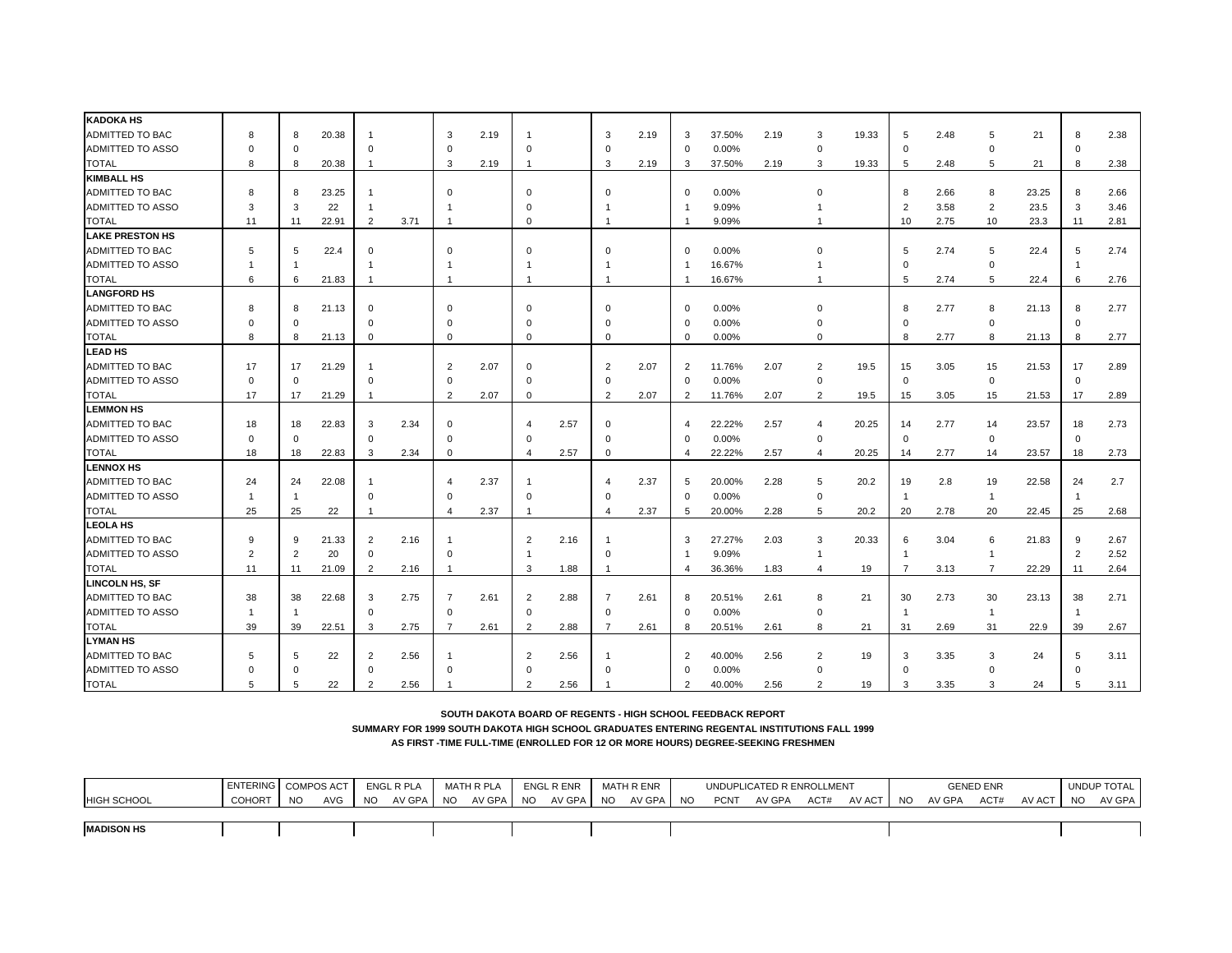| | ENTERING | COMPOS ACT | | ENGL R PLA | | MATH R PLA | | ENGL R ENR | | MATH R ENR | | UNDUPLICATED R ENROLLMENT | | | | | GENED ENR | | | | UNDUP TOTAL | |
|---|---|---|---|---|---|---|---|---|---|---|---|---|---|---|---|---|---|---|---|---|---|---|
| HIGH SCHOOL | COHORT | NO | AVG | NO | AV GPA | NO | AV GPA | NO | AV GPA | NO | AV GPA | NO | PCNT | AV GPA | ACT# | AV ACT | NO | AV GPA | ACT# | AV ACT | NO | AV GPA |
| **KADOKA HS** | | | | | | | | | | | | | | | | | | | | | | |
| ADMITTED TO BAC | 8 | 8 | 20.38 | 1 | | 3 | 2.19 | 1 | | 3 | 2.19 | 3 | 37.50% | 2.19 | 3 | 19.33 | 5 | 2.48 | 5 | 21 | 8 | 2.38 |
| ADMITTED TO ASSO | 0 | 0 | | 0 | | 0 | | 0 | | 0 | | 0 | 0.00% | | 0 | | 0 | | 0 | | 0 | |
| TOTAL | 8 | 8 | 20.38 | 1 | | 3 | 2.19 | 1 | | 3 | 2.19 | 3 | 37.50% | 2.19 | 3 | 19.33 | 5 | 2.48 | 5 | 21 | 8 | 2.38 |
| **KIMBALL HS** | | | | | | | | | | | | | | | | | | | | | | |
| ADMITTED TO BAC | 8 | 8 | 23.25 | 1 | | 0 | | 0 | | 0 | | 0 | 0.00% | | 0 | | 8 | 2.66 | 8 | 23.25 | 8 | 2.66 |
| ADMITTED TO ASSO | 3 | 3 | 22 | 1 | | 1 | | 0 | | 1 | | 1 | 9.09% | | 1 | | 2 | 3.58 | 2 | 23.5 | 3 | 3.46 |
| TOTAL | 11 | 11 | 22.91 | 2 | 3.71 | 1 | | 0 | | 1 | | 1 | 9.09% | | 1 | | 10 | 2.75 | 10 | 23.3 | 11 | 2.81 |
| **LAKE PRESTON HS** | | | | | | | | | | | | | | | | | | | | | | |
| ADMITTED TO BAC | 5 | 5 | 22.4 | 0 | | 0 | | 0 | | 0 | | 0 | 0.00% | | 0 | | 5 | 2.74 | 5 | 22.4 | 5 | 2.74 |
| ADMITTED TO ASSO | 1 | 1 | | 1 | | 1 | | 1 | | 1 | | 1 | 16.67% | | 1 | | 0 | | 0 | | 1 | |
| TOTAL | 6 | 6 | 21.83 | 1 | | 1 | | 1 | | 1 | | 1 | 16.67% | | 1 | | 5 | 2.74 | 5 | 22.4 | 6 | 2.76 |
| **LANGFORD HS** | | | | | | | | | | | | | | | | | | | | | | |
| ADMITTED TO BAC | 8 | 8 | 21.13 | 0 | | 0 | | 0 | | 0 | | 0 | 0.00% | | 0 | | 8 | 2.77 | 8 | 21.13 | 8 | 2.77 |
| ADMITTED TO ASSO | 0 | 0 | | 0 | | 0 | | 0 | | 0 | | 0 | 0.00% | | 0 | | 0 | | 0 | | 0 | |
| TOTAL | 8 | 8 | 21.13 | 0 | | 0 | | 0 | | 0 | | 0 | 0.00% | | 0 | | 8 | 2.77 | 8 | 21.13 | 8 | 2.77 |
| **LEAD HS** | | | | | | | | | | | | | | | | | | | | | | |
| ADMITTED TO BAC | 17 | 17 | 21.29 | 1 | | 2 | 2.07 | 0 | | 2 | 2.07 | 2 | 11.76% | 2.07 | 2 | 19.5 | 15 | 3.05 | 15 | 21.53 | 17 | 2.89 |
| ADMITTED TO ASSO | 0 | 0 | | 0 | | 0 | | 0 | | 0 | | 0 | 0.00% | | 0 | | 0 | | 0 | | 0 | |
| TOTAL | 17 | 17 | 21.29 | 1 | | 2 | 2.07 | 0 | | 2 | 2.07 | 2 | 11.76% | 2.07 | 2 | 19.5 | 15 | 3.05 | 15 | 21.53 | 17 | 2.89 |
| **LEMMON HS** | | | | | | | | | | | | | | | | | | | | | | |
| ADMITTED TO BAC | 18 | 18 | 22.83 | 3 | 2.34 | 0 | | 4 | 2.57 | 0 | | 4 | 22.22% | 2.57 | 4 | 20.25 | 14 | 2.77 | 14 | 23.57 | 18 | 2.73 |
| ADMITTED TO ASSO | 0 | 0 | | 0 | | 0 | | 0 | | 0 | | 0 | 0.00% | | 0 | | 0 | | 0 | | 0 | |
| TOTAL | 18 | 18 | 22.83 | 3 | 2.34 | 0 | | 4 | 2.57 | 0 | | 4 | 22.22% | 2.57 | 4 | 20.25 | 14 | 2.77 | 14 | 23.57 | 18 | 2.73 |
| **LENNOX HS** | | | | | | | | | | | | | | | | | | | | | | |
| ADMITTED TO BAC | 24 | 24 | 22.08 | 1 | | 4 | 2.37 | 1 | | 4 | 2.37 | 5 | 20.00% | 2.28 | 5 | 20.2 | 19 | 2.8 | 19 | 22.58 | 24 | 2.7 |
| ADMITTED TO ASSO | 1 | 1 | | 0 | | 0 | | 0 | | 0 | | 0 | 0.00% | | 0 | | 1 | | 1 | | 1 | |
| TOTAL | 25 | 25 | 22 | 1 | | 4 | 2.37 | 1 | | 4 | 2.37 | 5 | 20.00% | 2.28 | 5 | 20.2 | 20 | 2.78 | 20 | 22.45 | 25 | 2.68 |
| **LEOLA HS** | | | | | | | | | | | | | | | | | | | | | | |
| ADMITTED TO BAC | 9 | 9 | 21.33 | 2 | 2.16 | 1 | | 2 | 2.16 | 1 | | 3 | 27.27% | 2.03 | 3 | 20.33 | 6 | 3.04 | 6 | 21.83 | 9 | 2.67 |
| ADMITTED TO ASSO | 2 | 2 | 20 | 0 | | 0 | | 1 | | 0 | | 1 | 9.09% | | 1 | | 1 | | 1 | | 2 | 2.52 |
| TOTAL | 11 | 11 | 21.09 | 2 | 2.16 | 1 | | 3 | 1.88 | 1 | | 4 | 36.36% | 1.83 | 4 | 19 | 7 | 3.13 | 7 | 22.29 | 11 | 2.64 |
| **LINCOLN HS, SF** | | | | | | | | | | | | | | | | | | | | | | |
| ADMITTED TO BAC | 38 | 38 | 22.68 | 3 | 2.75 | 7 | 2.61 | 2 | 2.88 | 7 | 2.61 | 8 | 20.51% | 2.61 | 8 | 21 | 30 | 2.73 | 30 | 23.13 | 38 | 2.71 |
| ADMITTED TO ASSO | 1 | 1 | | 0 | | 0 | | 0 | | 0 | | 0 | 0.00% | | 0 | | 1 | | 1 | | 1 | |
| TOTAL | 39 | 39 | 22.51 | 3 | 2.75 | 7 | 2.61 | 2 | 2.88 | 7 | 2.61 | 8 | 20.51% | 2.61 | 8 | 21 | 31 | 2.69 | 31 | 22.9 | 39 | 2.67 |
| **LYMAN HS** | | | | | | | | | | | | | | | | | | | | | | |
| ADMITTED TO BAC | 5 | 5 | 22 | 2 | 2.56 | 1 | | 2 | 2.56 | 1 | | 2 | 40.00% | 2.56 | 2 | 19 | 3 | 3.35 | 3 | 24 | 5 | 3.11 |
| ADMITTED TO ASSO | 0 | 0 | | 0 | | 0 | | 0 | | 0 | | 0 | 0.00% | | 0 | | 0 | | 0 | | 0 | |
| TOTAL | 5 | 5 | 22 | 2 | 2.56 | 1 | | 2 | 2.56 | 1 | | 2 | 40.00% | 2.56 | 2 | 19 | 3 | 3.35 | 3 | 24 | 5 | 3.11 |

**SOUTH DAKOTA BOARD OF REGENTS - HIGH SCHOOL FEEDBACK REPORT**

**SUMMARY FOR 1999 SOUTH DAKOTA HIGH SCHOOL GRADUATES ENTERING REGENTAL INSTITUTIONS FALL 1999**

**AS FIRST -TIME FULL-TIME (ENROLLED FOR 12 OR MORE HOURS) DEGREE-SEEKING FRESHMEN**

| | ENTERING | COMPOS ACT | | ENGL R PLA | | MATH R PLA | | ENGL R ENR | | MATH R ENR | | UNDUPLICATED R ENROLLMENT | | | | | GENED ENR | | | | UNDUP TOTAL | |
|---|---|---|---|---|---|---|---|---|---|---|---|---|---|---|---|---|---|---|---|---|---|---|
| HIGH SCHOOL | COHORT | NO | AVG | NO | AV GPA | NO | AV GPA | NO | AV GPA | NO | AV GPA | NO | PCNT | AV GPA | ACT# | AV ACT | NO | AV GPA | ACT# | AV ACT | NO | AV GPA |
| **MADISON HS** | | | | | | | | | | | | | | | | | | | | | | |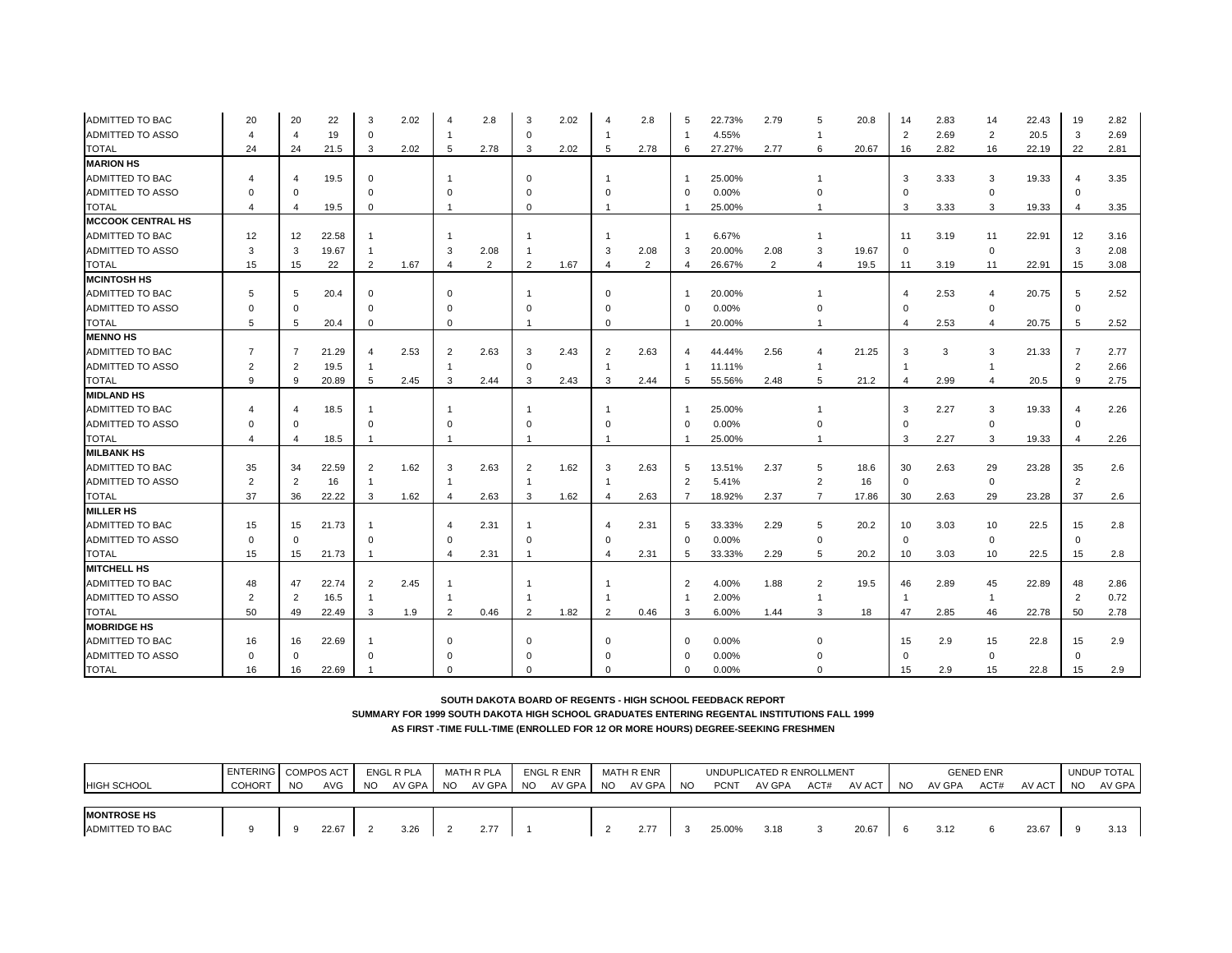| HIGH SCHOOL | ENTERING COHORT | COMPOS ACT | | ENGL R PLA | | MATH R PLA | | ENGL R ENR | | MATH R ENR | | UNDUPLICATED R ENROLLMENT | | | | | GENED ENR | | | | UNDUP TOTAL | |
|---|---|---|---|---|---|---|---|---|---|---|---|---|---|---|---|---|---|---|---|---|---|---|
| | | NO | AVG | NO | AV GPA | NO | AV GPA | NO | AV GPA | NO | AV GPA | NO | PCNT | AV GPA | ACT# | AV ACT | NO | AV GPA | ACT# | AV ACT | NO | AV GPA |
| ADMITTED TO BAC | 20 | 20 | 22 | 3 | 2.02 | 4 | 2.8 | 3 | 2.02 | 4 | 2.8 | 5 | 22.73% | 2.79 | 5 | 20.8 | 14 | 2.83 | 14 | 22.43 | 19 | 2.82 |
| ADMITTED TO ASSO | 4 | 4 | 19 | 0 | | 1 | | 0 | | 1 | | 1 | 4.55% | | 1 | | 2 | 2.69 | 2 | 20.5 | 3 | 2.69 |
| TOTAL | 24 | 24 | 21.5 | 3 | 2.02 | 5 | 2.78 | 3 | 2.02 | 5 | 2.78 | 6 | 27.27% | 2.77 | 6 | 20.67 | 16 | 2.82 | 16 | 22.19 | 22 | 2.81 |
| **MARION HS** | | | | | | | | | | | | | | | | | | | | | | |
| ADMITTED TO BAC | 4 | 4 | 19.5 | 0 | | 1 | | 0 | | 1 | | 1 | 25.00% | | 1 | | 3 | 3.33 | 3 | 19.33 | 4 | 3.35 |
| ADMITTED TO ASSO | 0 | 0 | | 0 | | 0 | | 0 | | 0 | | 0 | 0.00% | | 0 | | 0 | | 0 | | 0 | |
| TOTAL | 4 | 4 | 19.5 | 0 | | 1 | | 0 | | 1 | | 1 | 25.00% | | 1 | | 3 | 3.33 | 3 | 19.33 | 4 | 3.35 |
| **MCCOOK CENTRAL HS** | | | | | | | | | | | | | | | | | | | | | | |
| ADMITTED TO BAC | 12 | 12 | 22.58 | 1 | | 1 | | 1 | | 1 | | 1 | 6.67% | | 1 | | 11 | 3.19 | 11 | 22.91 | 12 | 3.16 |
| ADMITTED TO ASSO | 3 | 3 | 19.67 | 1 | | 3 | 2.08 | 1 | | 3 | 2.08 | 3 | 20.00% | 2.08 | 3 | 19.67 | 0 | | 0 | | 3 | 2.08 |
| TOTAL | 15 | 15 | 22 | 2 | 1.67 | 4 | 2 | 2 | 1.67 | 4 | 2 | 4 | 26.67% | 2 | 4 | 19.5 | 11 | 3.19 | 11 | 22.91 | 15 | 3.08 |
| **MCINTOSH HS** | | | | | | | | | | | | | | | | | | | | | | |
| ADMITTED TO BAC | 5 | 5 | 20.4 | 0 | | 0 | | 1 | | 0 | | 1 | 20.00% | | 1 | | 4 | 2.53 | 4 | 20.75 | 5 | 2.52 |
| ADMITTED TO ASSO | 0 | 0 | | 0 | | 0 | | 0 | | 0 | | 0 | 0.00% | | 0 | | 0 | | 0 | | 0 | |
| TOTAL | 5 | 5 | 20.4 | 0 | | 0 | | 1 | | 0 | | 1 | 20.00% | | 1 | | 4 | 2.53 | 4 | 20.75 | 5 | 2.52 |
| **MENNO HS** | | | | | | | | | | | | | | | | | | | | | | |
| ADMITTED TO BAC | 7 | 7 | 21.29 | 4 | 2.53 | 2 | 2.63 | 3 | 2.43 | 2 | 2.63 | 4 | 44.44% | 2.56 | 4 | 21.25 | 3 | 3 | 3 | 21.33 | 7 | 2.77 |
| ADMITTED TO ASSO | 2 | 2 | 19.5 | 1 | | 1 | | 0 | | 1 | | 1 | 11.11% | | 1 | | 1 | | 1 | | 2 | 2.66 |
| TOTAL | 9 | 9 | 20.89 | 5 | 2.45 | 3 | 2.44 | 3 | 2.43 | 3 | 2.44 | 5 | 55.56% | 2.48 | 5 | 21.2 | 4 | 2.99 | 4 | 20.5 | 9 | 2.75 |
| **MIDLAND HS** | | | | | | | | | | | | | | | | | | | | | | |
| ADMITTED TO BAC | 4 | 4 | 18.5 | 1 | | 1 | | 1 | | 1 | | 1 | 25.00% | | 1 | | 3 | 2.27 | 3 | 19.33 | 4 | 2.26 |
| ADMITTED TO ASSO | 0 | 0 | | 0 | | 0 | | 0 | | 0 | | 0 | 0.00% | | 0 | | 0 | | 0 | | 0 | |
| TOTAL | 4 | 4 | 18.5 | 1 | | 1 | | 1 | | 1 | | 1 | 25.00% | | 1 | | 3 | 2.27 | 3 | 19.33 | 4 | 2.26 |
| **MILBANK HS** | | | | | | | | | | | | | | | | | | | | | | |
| ADMITTED TO BAC | 35 | 34 | 22.59 | 2 | 1.62 | 3 | 2.63 | 2 | 1.62 | 3 | 2.63 | 5 | 13.51% | 2.37 | 5 | 18.6 | 30 | 2.63 | 29 | 23.28 | 35 | 2.6 |
| ADMITTED TO ASSO | 2 | 2 | 16 | 1 | | 1 | | 1 | | 1 | | 2 | 5.41% | | 2 | 16 | 0 | | 0 | | 2 | |
| TOTAL | 37 | 36 | 22.22 | 3 | 1.62 | 4 | 2.63 | 3 | 1.62 | 4 | 2.63 | 7 | 18.92% | 2.37 | 7 | 17.86 | 30 | 2.63 | 29 | 23.28 | 37 | 2.6 |
| **MILLER HS** | | | | | | | | | | | | | | | | | | | | | | |
| ADMITTED TO BAC | 15 | 15 | 21.73 | 1 | | 4 | 2.31 | 1 | | 4 | 2.31 | 5 | 33.33% | 2.29 | 5 | 20.2 | 10 | 3.03 | 10 | 22.5 | 15 | 2.8 |
| ADMITTED TO ASSO | 0 | 0 | | 0 | | 0 | | 0 | | 0 | | 0 | 0.00% | | 0 | | 0 | | 0 | | 0 | |
| TOTAL | 15 | 15 | 21.73 | 1 | | 4 | 2.31 | 1 | | 4 | 2.31 | 5 | 33.33% | 2.29 | 5 | 20.2 | 10 | 3.03 | 10 | 22.5 | 15 | 2.8 |
| **MITCHELL HS** | | | | | | | | | | | | | | | | | | | | | | |
| ADMITTED TO BAC | 48 | 47 | 22.74 | 2 | 2.45 | 1 | | 1 | | 1 | | 2 | 4.00% | 1.88 | 2 | 19.5 | 46 | 2.89 | 45 | 22.89 | 48 | 2.86 |
| ADMITTED TO ASSO | 2 | 2 | 16.5 | 1 | | 1 | | 1 | | 1 | | 1 | 2.00% | | 1 | | 1 | | 1 | | 2 | 0.72 |
| TOTAL | 50 | 49 | 22.49 | 3 | 1.9 | 2 | 0.46 | 2 | 1.82 | 2 | 0.46 | 3 | 6.00% | 1.44 | 3 | 18 | 47 | 2.85 | 46 | 22.78 | 50 | 2.78 |
| **MOBRIDGE HS** | | | | | | | | | | | | | | | | | | | | | | |
| ADMITTED TO BAC | 16 | 16 | 22.69 | 1 | | 0 | | 0 | | 0 | | 0 | 0.00% | | 0 | | 15 | 2.9 | 15 | 22.8 | 15 | 2.9 |
| ADMITTED TO ASSO | 0 | 0 | | 0 | | 0 | | 0 | | 0 | | 0 | 0.00% | | 0 | | 0 | | 0 | | 0 | |
| TOTAL | 16 | 16 | 22.69 | 1 | | 0 | | 0 | | 0 | | 0 | 0.00% | | 0 | | 15 | 2.9 | 15 | 22.8 | 15 | 2.9 |

**SOUTH DAKOTA BOARD OF REGENTS - HIGH SCHOOL FEEDBACK REPORT**

**SUMMARY FOR 1999 SOUTH DAKOTA HIGH SCHOOL GRADUATES ENTERING REGENTAL INSTITUTIONS FALL 1999**

**AS FIRST -TIME FULL-TIME (ENROLLED FOR 12 OR MORE HOURS) DEGREE-SEEKING FRESHMEN**

| HIGH SCHOOL | ENTERING COHORT | COMPOS ACT | | ENGL R PLA | | MATH R PLA | | ENGL R ENR | | MATH R ENR | | UNDUPLICATED R ENROLLMENT | | | | | GENED ENR | | | | UNDUP TOTAL | |
|---|---|---|---|---|---|---|---|---|---|---|---|---|---|---|---|---|---|---|---|---|---|---|
| | | NO | AVG | NO | AV GPA | NO | AV GPA | NO | AV GPA | NO | AV GPA | NO | PCNT | AV GPA | ACT# | AV ACT | NO | AV GPA | ACT# | AV ACT | NO | AV GPA |
| **MONTROSE HS** | | | | | | | | | | | | | | | | | | | | | | |
| ADMITTED TO BAC | 9 | 9 | 22.67 | 2 | 3.26 | 2 | 2.77 | 1 | | 2 | 2.77 | 3 | 25.00% | 3.18 | 3 | 20.67 | 6 | 3.12 | 6 | 23.67 | 9 | 3.13 |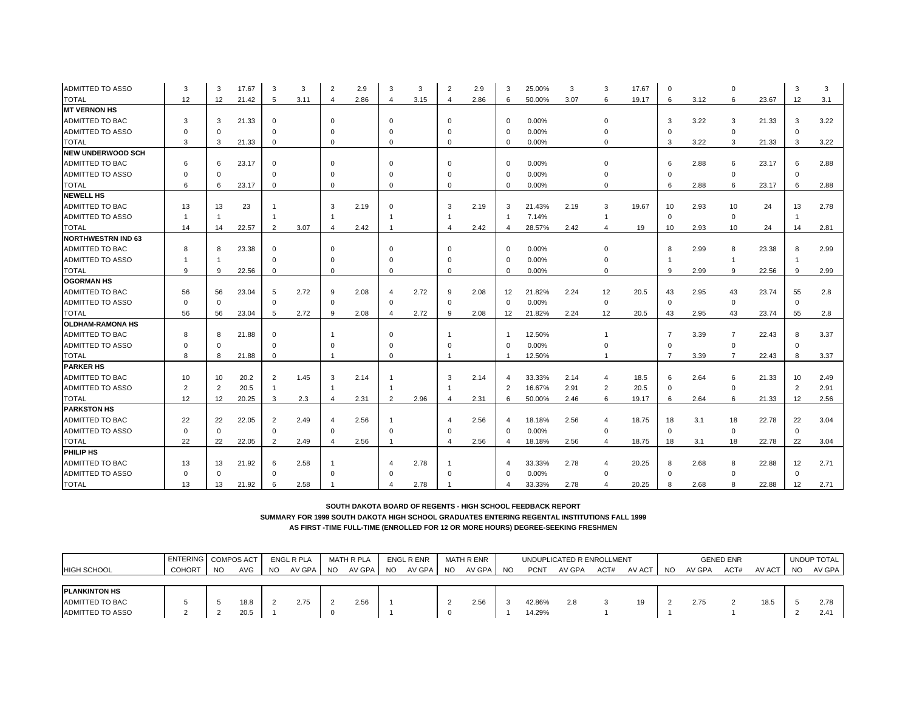| HIGH SCHOOL | ENTERING COHORT | COMPOS ACT NO | COMPOS ACT AVG | ENGL R PLA NO | ENGL R PLA AV GPA | MATH R PLA NO | MATH R PLA AV GPA | ENGL R ENR NO | ENGL R ENR AV GPA | MATH R ENR NO | MATH R ENR AV GPA | UNDUPLICATED R ENROLLMENT NO | PCNT | AV GPA | ACT# | AV ACT | GENED ENR NO | AV GPA | ACT# | AV ACT | UNDUP TOTAL NO | AV GPA |
|---|---|---|---|---|---|---|---|---|---|---|---|---|---|---|---|---|---|---|---|---|---|---|
| ADMITTED TO ASSO | 3 | 3 | 17.67 | 3 | 3 | 2 | 2.9 | 3 | 3 | 2 | 2.9 | 3 | 25.00% | 3 | 3 | 17.67 | 0 | | 0 | | 3 | 3 |
| TOTAL | 12 | 12 | 21.42 | 5 | 3.11 | 4 | 2.86 | 4 | 3.15 | 4 | 2.86 | 6 | 50.00% | 3.07 | 6 | 19.17 | 6 | 3.12 | 6 | 23.67 | 12 | 3.1 |
| **MT VERNON HS** | | | | | | | | | | | | | | | | | | | | | | |
| ADMITTED TO BAC | 3 | 3 | 21.33 | 0 | | 0 | | 0 | | 0 | | 0 | 0.00% | | 0 | | 3 | 3.22 | 3 | 21.33 | 3 | 3.22 |
| ADMITTED TO ASSO | 0 | 0 | | 0 | | 0 | | 0 | | 0 | | 0 | 0.00% | | 0 | | 0 | | 0 | | 0 | |
| TOTAL | 3 | 3 | 21.33 | 0 | | 0 | | 0 | | 0 | | 0 | 0.00% | | 0 | | 3 | 3.22 | 3 | 21.33 | 3 | 3.22 |
| **NEW UNDERWOOD SCH** | | | | | | | | | | | | | | | | | | | | | | |
| ADMITTED TO BAC | 6 | 6 | 23.17 | 0 | | 0 | | 0 | | 0 | | 0 | 0.00% | | 0 | | 6 | 2.88 | 6 | 23.17 | 6 | 2.88 |
| ADMITTED TO ASSO | 0 | 0 | | 0 | | 0 | | 0 | | 0 | | 0 | 0.00% | | 0 | | 0 | | 0 | | 0 | |
| TOTAL | 6 | 6 | 23.17 | 0 | | 0 | | 0 | | 0 | | 0 | 0.00% | | 0 | | 6 | 2.88 | 6 | 23.17 | 6 | 2.88 |
| **NEWELL HS** | | | | | | | | | | | | | | | | | | | | | | |
| ADMITTED TO BAC | 13 | 13 | 23 | 1 | | 3 | 2.19 | 0 | | 3 | 2.19 | 3 | 21.43% | 2.19 | 3 | 19.67 | 10 | 2.93 | 10 | 24 | 13 | 2.78 |
| ADMITTED TO ASSO | 1 | 1 | | 1 | | 1 | | 1 | | 1 | | 1 | 7.14% | | 1 | | 0 | | 0 | | 1 | |
| TOTAL | 14 | 14 | 22.57 | 2 | 3.07 | 4 | 2.42 | 1 | | 4 | 2.42 | 4 | 28.57% | 2.42 | 4 | 19 | 10 | 2.93 | 10 | 24 | 14 | 2.81 |
| **NORTHWESTRN IND 63** | | | | | | | | | | | | | | | | | | | | | | |
| ADMITTED TO BAC | 8 | 8 | 23.38 | 0 | | 0 | | 0 | | 0 | | 0 | 0.00% | | 0 | | 8 | 2.99 | 8 | 23.38 | 8 | 2.99 |
| ADMITTED TO ASSO | 1 | 1 | | 0 | | 0 | | 0 | | 0 | | 0 | 0.00% | | 0 | | 1 | | 1 | | 1 | |
| TOTAL | 9 | 9 | 22.56 | 0 | | 0 | | 0 | | 0 | | 0 | 0.00% | | 0 | | 9 | 2.99 | 9 | 22.56 | 9 | 2.99 |
| **OGORMAN HS** | | | | | | | | | | | | | | | | | | | | | | |
| ADMITTED TO BAC | 56 | 56 | 23.04 | 5 | 2.72 | 9 | 2.08 | 4 | 2.72 | 9 | 2.08 | 12 | 21.82% | 2.24 | 12 | 20.5 | 43 | 2.95 | 43 | 23.74 | 55 | 2.8 |
| ADMITTED TO ASSO | 0 | 0 | | 0 | | 0 | | 0 | | 0 | | 0 | 0.00% | | 0 | | 0 | | 0 | | 0 | |
| TOTAL | 56 | 56 | 23.04 | 5 | 2.72 | 9 | 2.08 | 4 | 2.72 | 9 | 2.08 | 12 | 21.82% | 2.24 | 12 | 20.5 | 43 | 2.95 | 43 | 23.74 | 55 | 2.8 |
| **OLDHAM-RAMONA HS** | | | | | | | | | | | | | | | | | | | | | | |
| ADMITTED TO BAC | 8 | 8 | 21.88 | 0 | | 1 | | 0 | | 1 | | 1 | 12.50% | | 1 | | 7 | 3.39 | 7 | 22.43 | 8 | 3.37 |
| ADMITTED TO ASSO | 0 | 0 | | 0 | | 0 | | 0 | | 0 | | 0 | 0.00% | | 0 | | 0 | | 0 | | 0 | |
| TOTAL | 8 | 8 | 21.88 | 0 | | 1 | | 0 | | 1 | | 1 | 12.50% | | 1 | | 7 | 3.39 | 7 | 22.43 | 8 | 3.37 |
| **PARKER HS** | | | | | | | | | | | | | | | | | | | | | | |
| ADMITTED TO BAC | 10 | 10 | 20.2 | 2 | 1.45 | 3 | 2.14 | 1 | | 3 | 2.14 | 4 | 33.33% | 2.14 | 4 | 18.5 | 6 | 2.64 | 6 | 21.33 | 10 | 2.49 |
| ADMITTED TO ASSO | 2 | 2 | 20.5 | 1 | | 1 | | 1 | | 1 | | 2 | 16.67% | 2.91 | 2 | 20.5 | 0 | | 0 | | 2 | 2.91 |
| TOTAL | 12 | 12 | 20.25 | 3 | 2.3 | 4 | 2.31 | 2 | 2.96 | 4 | 2.31 | 6 | 50.00% | 2.46 | 6 | 19.17 | 6 | 2.64 | 6 | 21.33 | 12 | 2.56 |
| **PARKSTON HS** | | | | | | | | | | | | | | | | | | | | | | |
| ADMITTED TO BAC | 22 | 22 | 22.05 | 2 | 2.49 | 4 | 2.56 | 1 | | 4 | 2.56 | 4 | 18.18% | 2.56 | 4 | 18.75 | 18 | 3.1 | 18 | 22.78 | 22 | 3.04 |
| ADMITTED TO ASSO | 0 | 0 | | 0 | | 0 | | 0 | | 0 | | 0 | | | 0 | | 0 | | 0 | | 0 | |
| TOTAL | 22 | 22 | 22.05 | 2 | 2.49 | 4 | 2.56 | 1 | | 4 | 2.56 | 4 | 18.18% | 2.56 | 4 | 18.75 | 18 | 3.1 | 18 | 22.78 | 22 | 3.04 |
| **PHILIP HS** | | | | | | | | | | | | | | | | | | | | | | |
| ADMITTED TO BAC | 13 | 13 | 21.92 | 6 | 2.58 | 1 | | 4 | 2.78 | 1 | | 4 | 33.33% | 2.78 | 4 | 20.25 | 8 | 2.68 | 8 | 22.88 | 12 | 2.71 |
| ADMITTED TO ASSO | 0 | 0 | | 0 | | 0 | | 0 | | 0 | | 0 | 0.00% | | 0 | | 0 | | 0 | | 0 | |
| TOTAL | 13 | 13 | 21.92 | 6 | 2.58 | 1 | | 4 | 2.78 | 1 | | 4 | 33.33% | 2.78 | 4 | 20.25 | 8 | 2.68 | 8 | 22.88 | 12 | 2.71 |

**SOUTH DAKOTA BOARD OF REGENTS - HIGH SCHOOL FEEDBACK REPORT**

**SUMMARY FOR 1999 SOUTH DAKOTA HIGH SCHOOL GRADUATES ENTERING REGENTAL INSTITUTIONS FALL 1999**

**AS FIRST -TIME FULL-TIME (ENROLLED FOR 12 OR MORE HOURS) DEGREE-SEEKING FRESHMEN**

| | ENTERING | COMPOS ACT | | ENGL R PLA | | MATH R PLA | | ENGL R ENR | | MATH R ENR | | UNDUPLICATED R ENROLLMENT | | | | | GENED ENR | | | | UNDUP TOTAL | |
|---|---|---|---|---|---|---|---|---|---|---|---|---|---|---|---|---|---|---|---|---|---|---|
| HIGH SCHOOL | COHORT | NO | AVG | NO | AV GPA | NO | AV GPA | NO | AV GPA | NO | AV GPA | NO | PCNT | AV GPA | ACT# | AV ACT | NO | AV GPA | ACT# | AV ACT | NO | AV GPA |
| **PLANKINTON HS** | | | | | | | | | | | | | | | | | | | | | | |
| ADMITTED TO BAC | 5 | 5 | 18.8 | 2 | 2.75 | 2 | 2.56 | 1 | | 2 | 2.56 | 3 | 42.86% | 2.8 | 3 | 19 | 2 | 2.75 | 2 | 18.5 | 5 | 2.78 |
| ADMITTED TO ASSO | 2 | 2 | 20.5 | 1 | | 0 | | 1 | | 0 | | 1 | 14.29% | | 1 | | 1 | | 1 | | 2 | 2.41 |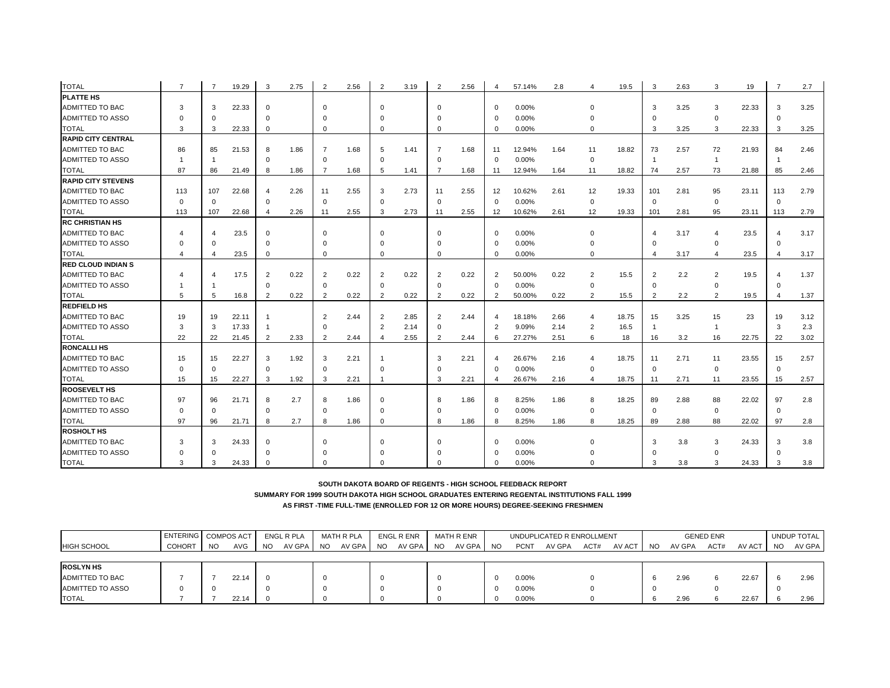| HIGH SCHOOL | ENTERING COHORT | COMPOS ACT | | ENGL R PLA | | MATH R PLA | | ENGL R ENR | | MATH R ENR | | UNDUPLICATED R ENROLLMENT | | | | | GENED ENR | | | | UNDUP TOTAL | |
|---|---|---|---|---|---|---|---|---|---|---|---|---|---|---|---|---|---|---|---|---|---|---|
| | | NO | AVG | NO | AV GPA | NO | AV GPA | NO | AV GPA | NO | AV GPA | NO | PCNT | AV GPA | ACT# | AV ACT | NO | AV GPA | ACT# | AV ACT | NO | AV GPA |
| TOTAL | 7 | 7 | 19.29 | 3 | 2.75 | 2 | 2.56 | 2 | 3.19 | 2 | 2.56 | 4 | 57.14% | 2.8 | 4 | 19.5 | 3 | 2.63 | 3 | 19 | 7 | 2.7 |
| **PLATTE HS** | | | | | | | | | | | | | | | | | | | | | | |
| ADMITTED TO BAC | 3 | 3 | 22.33 | 0 | | 0 | | 0 | | 0 | | 0 | 0.00% | | 0 | | 3 | 3.25 | 3 | 22.33 | 3 | 3.25 |
| ADMITTED TO ASSO | 0 | 0 | | 0 | | 0 | | 0 | | 0 | | 0 | 0.00% | | 0 | | 0 | | 0 | | 0 | |
| TOTAL | 3 | 3 | 22.33 | 0 | | 0 | | 0 | | 0 | | 0 | 0.00% | | 0 | | 3 | 3.25 | 3 | 22.33 | 3 | 3.25 |
| **RAPID CITY CENTRAL** | | | | | | | | | | | | | | | | | | | | | | |
| ADMITTED TO BAC | 86 | 85 | 21.53 | 8 | 1.86 | 7 | 1.68 | 5 | 1.41 | 7 | 1.68 | 11 | 12.94% | 1.64 | 11 | 18.82 | 73 | 2.57 | 72 | 21.93 | 84 | 2.46 |
| ADMITTED TO ASSO | 1 | 1 | | 0 | | 0 | | 0 | | 0 | | 0 | 0.00% | | 0 | | 1 | | 1 | | 1 | |
| TOTAL | 87 | 86 | 21.49 | 8 | 1.86 | 7 | 1.68 | 5 | 1.41 | 7 | 1.68 | 11 | 12.94% | 1.64 | 11 | 18.82 | 74 | 2.57 | 73 | 21.88 | 85 | 2.46 |
| **RAPID CITY STEVENS** | | | | | | | | | | | | | | | | | | | | | | |
| ADMITTED TO BAC | 113 | 107 | 22.68 | 4 | 2.26 | 11 | 2.55 | 3 | 2.73 | 11 | 2.55 | 12 | 10.62% | 2.61 | 12 | 19.33 | 101 | 2.81 | 95 | 23.11 | 113 | 2.79 |
| ADMITTED TO ASSO | 0 | 0 | | 0 | | 0 | | 0 | | 0 | | 0 | 0.00% | | 0 | | 0 | | 0 | | 0 | |
| TOTAL | 113 | 107 | 22.68 | 4 | 2.26 | 11 | 2.55 | 3 | 2.73 | 11 | 2.55 | 12 | 10.62% | 2.61 | 12 | 19.33 | 101 | 2.81 | 95 | 23.11 | 113 | 2.79 |
| **RC CHRISTIAN HS** | | | | | | | | | | | | | | | | | | | | | | |
| ADMITTED TO BAC | 4 | 4 | 23.5 | 0 | | 0 | | 0 | | 0 | | 0 | 0.00% | | 0 | | 4 | 3.17 | 4 | 23.5 | 4 | 3.17 |
| ADMITTED TO ASSO | 0 | 0 | | 0 | | 0 | | 0 | | 0 | | 0 | 0.00% | | 0 | | 0 | | 0 | | 0 | |
| TOTAL | 4 | 4 | 23.5 | 0 | | 0 | | 0 | | 0 | | 0 | 0.00% | | 0 | | 4 | 3.17 | 4 | 23.5 | 4 | 3.17 |
| **RED CLOUD INDIAN S** | | | | | | | | | | | | | | | | | | | | | | |
| ADMITTED TO BAC | 4 | 4 | 17.5 | 2 | 0.22 | 2 | 0.22 | 2 | 0.22 | 2 | 0.22 | 2 | 50.00% | 0.22 | 2 | 15.5 | 2 | 2.2 | 2 | 19.5 | 4 | 1.37 |
| ADMITTED TO ASSO | 1 | 1 | | 0 | | 0 | | 0 | | 0 | | 0 | 0.00% | | 0 | | 0 | | 0 | | 0 | |
| TOTAL | 5 | 5 | 16.8 | 2 | 0.22 | 2 | 0.22 | 2 | 0.22 | 2 | 0.22 | 2 | 50.00% | 0.22 | 2 | 15.5 | 2 | 2.2 | 2 | 19.5 | 4 | 1.37 |
| **REDFIELD HS** | | | | | | | | | | | | | | | | | | | | | | |
| ADMITTED TO BAC | 19 | 19 | 22.11 | 1 | | 2 | 2.44 | 2 | 2.85 | 2 | 2.44 | 4 | 18.18% | 2.66 | 4 | 18.75 | 15 | 3.25 | 15 | 23 | 19 | 3.12 |
| ADMITTED TO ASSO | 3 | 3 | 17.33 | 1 | | 0 | | 2 | 2.14 | 0 | | 2 | 9.09% | 2.14 | 2 | 16.5 | 1 | | 1 | | 3 | 2.3 |
| TOTAL | 22 | 22 | 21.45 | 2 | 2.33 | 2 | 2.44 | 4 | 2.55 | 2 | 2.44 | 6 | 27.27% | 2.51 | 6 | 18 | 16 | 3.2 | 16 | 22.75 | 22 | 3.02 |
| **RONCALLI HS** | | | | | | | | | | | | | | | | | | | | | | |
| ADMITTED TO BAC | 15 | 15 | 22.27 | 3 | 1.92 | 3 | 2.21 | 1 | | 3 | 2.21 | 4 | 26.67% | 2.16 | 4 | 18.75 | 11 | 2.71 | 11 | 23.55 | 15 | 2.57 |
| ADMITTED TO ASSO | 0 | 0 | | 0 | | 0 | | 0 | | 0 | | 0 | 0.00% | | 0 | | 0 | | 0 | | 0 | |
| TOTAL | 15 | 15 | 22.27 | 3 | 1.92 | 3 | 2.21 | 1 | | 3 | 2.21 | 4 | 26.67% | 2.16 | 4 | 18.75 | 11 | 2.71 | 11 | 23.55 | 15 | 2.57 |
| **ROOSEVELT HS** | | | | | | | | | | | | | | | | | | | | | | |
| ADMITTED TO BAC | 97 | 96 | 21.71 | 8 | 2.7 | 8 | 1.86 | 0 | | 8 | 1.86 | 8 | 8.25% | 1.86 | 8 | 18.25 | 89 | 2.88 | 88 | 22.02 | 97 | 2.8 |
| ADMITTED TO ASSO | 0 | 0 | | 0 | | 0 | | 0 | | 0 | | 0 | 0.00% | | 0 | | 0 | | 0 | | 0 | |
| TOTAL | 97 | 96 | 21.71 | 8 | 2.7 | 8 | 1.86 | 0 | | 8 | 1.86 | 8 | 8.25% | 1.86 | 8 | 18.25 | 89 | 2.88 | 88 | 22.02 | 97 | 2.8 |
| **ROSHOLT HS** | | | | | | | | | | | | | | | | | | | | | | |
| ADMITTED TO BAC | 3 | 3 | 24.33 | 0 | | 0 | | 0 | | 0 | | 0 | 0.00% | | 0 | | 3 | 3.8 | 3 | 24.33 | 3 | 3.8 |
| ADMITTED TO ASSO | 0 | 0 | | 0 | | 0 | | 0 | | 0 | | 0 | 0.00% | | 0 | | 0 | | 0 | | 0 | |
| TOTAL | 3 | 3 | 24.33 | 0 | | 0 | | 0 | | 0 | | 0 | 0.00% | | 0 | | 3 | 3.8 | 3 | 24.33 | 3 | 3.8 |

**SOUTH DAKOTA BOARD OF REGENTS - HIGH SCHOOL FEEDBACK REPORT**

**SUMMARY FOR 1999 SOUTH DAKOTA HIGH SCHOOL GRADUATES ENTERING REGENTAL INSTITUTIONS FALL 1999**

**AS FIRST -TIME FULL-TIME (ENROLLED FOR 12 OR MORE HOURS) DEGREE-SEEKING FRESHMEN**

| HIGH SCHOOL | ENTERING COHORT | COMPOS ACT | | ENGL R PLA | | MATH R PLA | | ENGL R ENR | | MATH R ENR | | UNDUPLICATED R ENROLLMENT | | | | | GENED ENR | | | | UNDUP TOTAL | |
|---|---|---|---|---|---|---|---|---|---|---|---|---|---|---|---|---|---|---|---|---|---|---|
| | | NO | AVG | NO | AV GPA | NO | AV GPA | NO | AV GPA | NO | AV GPA | NO | PCNT | AV GPA | ACT# | AV ACT | NO | AV GPA | ACT# | AV ACT | NO | AV GPA |
| **ROSLYN HS** | | | | | | | | | | | | | | | | | | | | | | |
| ADMITTED TO BAC | 7 | 7 | 22.14 | 0 | | 0 | | 0 | | 0 | | 0 | 0.00% | | 0 | | 6 | 2.96 | 6 | 22.67 | 6 | 2.96 |
| ADMITTED TO ASSO | 0 | 0 | | 0 | | 0 | | 0 | | 0 | | 0 | 0.00% | | 0 | | 0 | | 0 | | 0 | |
| TOTAL | 7 | 7 | 22.14 | 0 | | 0 | | 0 | | 0 | | 0 | 0.00% | | 0 | | 6 | 2.96 | 6 | 22.67 | 6 | 2.96 |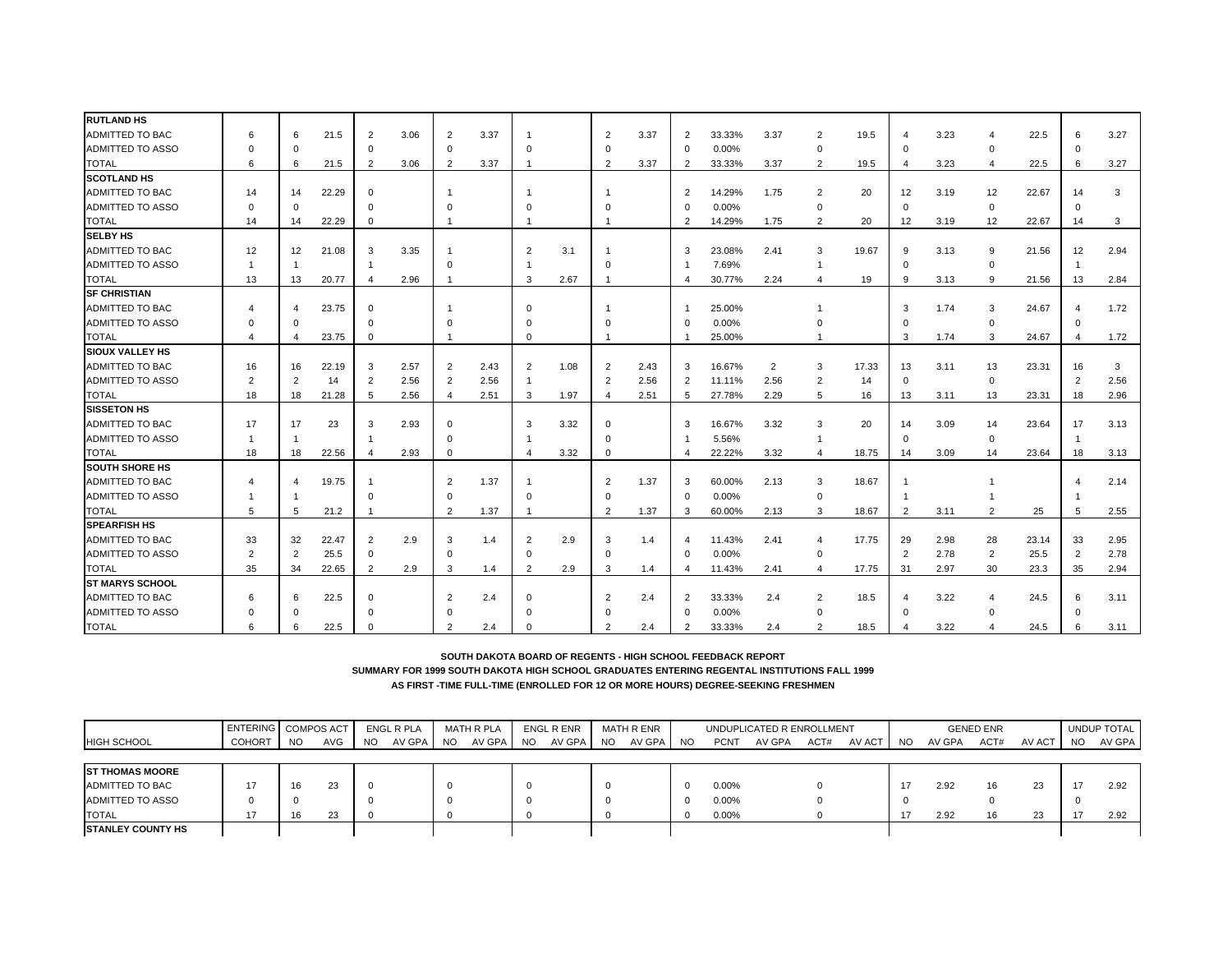| HIGH SCHOOL | ENTERING COHORT | COMPOS ACT NO | COMPOS ACT AVG | ENGL R PLA NO | ENGL R PLA AV GPA | MATH R PLA NO | MATH R PLA AV GPA | ENGL R ENR NO | ENGL R ENR AV GPA | MATH R ENR NO | MATH R ENR AV GPA | UNDUPLICATED R ENROLLMENT NO | PCNT | AV GPA | ACT# | AV ACT | GENED ENR NO | AV GPA | ACT# | AV ACT | UNDUP TOTAL NO | AV GPA |
|---|---|---|---|---|---|---|---|---|---|---|---|---|---|---|---|---|---|---|---|---|---|---|
| **RUTLAND HS** | | | | | | | | | | | | | | | | | | | | | | |
| ADMITTED TO BAC | 6 | 6 | 21.5 | 2 | 3.06 | 2 | 3.37 | 1 | | 2 | 3.37 | 2 | 33.33% | 3.37 | 2 | 19.5 | 4 | 3.23 | 4 | 22.5 | 6 | 3.27 |
| ADMITTED TO ASSO | 0 | 0 | | 0 | | 0 | | 0 | | 0 | | 0 | 0.00% | | 0 | | 0 | | 0 | | 0 | |
| TOTAL | 6 | 6 | 21.5 | 2 | 3.06 | 2 | 3.37 | 1 | | 2 | 3.37 | 2 | 33.33% | 3.37 | 2 | 19.5 | 4 | 3.23 | 4 | 22.5 | 6 | 3.27 |
| **SCOTLAND HS** | | | | | | | | | | | | | | | | | | | | | | |
| ADMITTED TO BAC | 14 | 14 | 22.29 | 0 | | 1 | | 1 | | 1 | | 2 | 14.29% | 1.75 | 2 | 20 | 12 | 3.19 | 12 | 22.67 | 14 | 3 |
| ADMITTED TO ASSO | 0 | 0 | | 0 | | 0 | | 0 | | 0 | | 0 | 0.00% | | 0 | | 0 | | 0 | | 0 | |
| TOTAL | 14 | 14 | 22.29 | 0 | | 1 | | 1 | | 1 | | 2 | 14.29% | 1.75 | 2 | 20 | 12 | 3.19 | 12 | 22.67 | 14 | 3 |
| **SELBY HS** | | | | | | | | | | | | | | | | | | | | | | |
| ADMITTED TO BAC | 12 | 12 | 21.08 | 3 | 3.35 | 1 | | 2 | 3.1 | 1 | | 3 | 23.08% | 2.41 | 3 | 19.67 | 9 | 3.13 | 9 | 21.56 | 12 | 2.94 |
| ADMITTED TO ASSO | 1 | 1 | | 1 | | 0 | | 1 | | 0 | | 1 | 7.69% | | 1 | | 0 | | 0 | | 1 | |
| TOTAL | 13 | 13 | 20.77 | 4 | 2.96 | 1 | | 3 | 2.67 | 1 | | 4 | 30.77% | 2.24 | 4 | 19 | 9 | 3.13 | 9 | 21.56 | 13 | 2.84 |
| **SF CHRISTIAN** | | | | | | | | | | | | | | | | | | | | | | |
| ADMITTED TO BAC | 4 | 4 | 23.75 | 0 | | 1 | | 0 | | 1 | | 1 | 25.00% | | 1 | | 3 | 1.74 | 3 | 24.67 | 4 | 1.72 |
| ADMITTED TO ASSO | 0 | 0 | | 0 | | 0 | | 0 | | 0 | | 0 | 0.00% | | 0 | | 0 | | 0 | | 0 | |
| TOTAL | 4 | 4 | 23.75 | 0 | | 1 | | 0 | | 1 | | 1 | 25.00% | | 1 | | 3 | 1.74 | 3 | 24.67 | 4 | 1.72 |
| **SIOUX VALLEY HS** | | | | | | | | | | | | | | | | | | | | | | |
| ADMITTED TO BAC | 16 | 16 | 22.19 | 3 | 2.57 | 2 | 2.43 | 2 | 1.08 | 2 | 2.43 | 3 | 16.67% | 2 | 3 | 17.33 | 13 | 3.11 | 13 | 23.31 | 16 | 3 |
| ADMITTED TO ASSO | 2 | 2 | 14 | 2 | 2.56 | 2 | 2.56 | 1 | | 2 | 2.56 | 2 | 11.11% | 2.56 | 2 | 14 | 0 | | 0 | | 2 | 2.56 |
| TOTAL | 18 | 18 | 21.28 | 5 | 2.56 | 4 | 2.51 | 3 | 1.97 | 4 | 2.51 | 5 | 27.78% | 2.29 | 5 | 16 | 13 | 3.11 | 13 | 23.31 | 18 | 2.96 |
| **SISSETON HS** | | | | | | | | | | | | | | | | | | | | | | |
| ADMITTED TO BAC | 17 | 17 | 23 | 3 | 2.93 | 0 | | 3 | 3.32 | 0 | | 3 | 16.67% | 3.32 | 3 | 20 | 14 | 3.09 | 14 | 23.64 | 17 | 3.13 |
| ADMITTED TO ASSO | 1 | 1 | | 1 | | 0 | | 1 | | 0 | | 1 | 5.56% | | 1 | | 0 | | 0 | | 1 | |
| TOTAL | 18 | 18 | 22.56 | 4 | 2.93 | 0 | | 4 | 3.32 | 0 | | 4 | 22.22% | 3.32 | 4 | 18.75 | 14 | 3.09 | 14 | 23.64 | 18 | 3.13 |
| **SOUTH SHORE HS** | | | | | | | | | | | | | | | | | | | | | | |
| ADMITTED TO BAC | 4 | 4 | 19.75 | 1 | | 2 | 1.37 | 1 | | 2 | 1.37 | 3 | 60.00% | 2.13 | 3 | 18.67 | 1 | | 1 | | 4 | 2.14 |
| ADMITTED TO ASSO | 1 | 1 | | 0 | | 0 | | 0 | | 0 | | 0 | 0.00% | | 0 | | 1 | | 1 | | 1 | |
| TOTAL | 5 | 5 | 21.2 | 1 | | 2 | 1.37 | 1 | | 2 | 1.37 | 3 | 60.00% | 2.13 | 3 | 18.67 | 2 | 3.11 | 2 | 25 | 5 | 2.55 |
| **SPEARFISH HS** | | | | | | | | | | | | | | | | | | | | | | |
| ADMITTED TO BAC | 33 | 32 | 22.47 | 2 | 2.9 | 3 | 1.4 | 2 | 2.9 | 3 | 1.4 | 4 | 11.43% | 2.41 | 4 | 17.75 | 29 | 2.98 | 28 | 23.14 | 33 | 2.95 |
| ADMITTED TO ASSO | 2 | 2 | 25.5 | 0 | | 0 | | 0 | | 0 | | 0 | 0.00% | | 0 | | 2 | 2.78 | 2 | 25.5 | 2 | 2.78 |
| TOTAL | 35 | 34 | 22.65 | 2 | 2.9 | 3 | 1.4 | 2 | 2.9 | 3 | 1.4 | 4 | 11.43% | 2.41 | 4 | 17.75 | 31 | 2.97 | 30 | 23.3 | 35 | 2.94 |
| **ST MARYS SCHOOL** | | | | | | | | | | | | | | | | | | | | | | |
| ADMITTED TO BAC | 6 | 6 | 22.5 | 0 | | 2 | 2.4 | 0 | | 2 | 2.4 | 2 | 33.33% | 2.4 | 2 | 18.5 | 4 | 3.22 | 4 | 24.5 | 6 | 3.11 |
| ADMITTED TO ASSO | 0 | 0 | | 0 | | 0 | | 0 | | 0 | | 0 | 0.00% | | 0 | | 0 | | 0 | | 0 | |
| TOTAL | 6 | 6 | 22.5 | 0 | | 2 | 2.4 | 0 | | 2 | 2.4 | 2 | 33.33% | 2.4 | 2 | 18.5 | 4 | 3.22 | 4 | 24.5 | 6 | 3.11 |

**SOUTH DAKOTA BOARD OF REGENTS - HIGH SCHOOL FEEDBACK REPORT**

**SUMMARY FOR 1999 SOUTH DAKOTA HIGH SCHOOL GRADUATES ENTERING REGENTAL INSTITUTIONS FALL 1999**

**AS FIRST -TIME FULL-TIME (ENROLLED FOR 12 OR MORE HOURS) DEGREE-SEEKING FRESHMEN**

| | ENTERING | COMPOS ACT | | ENGL R PLA | | MATH R PLA | | ENGL R ENR | | MATH R ENR | | UNDUPLICATED R ENROLLMENT | | | | | GENED ENR | | | | UNDUP TOTAL | |
|---|---|---|---|---|---|---|---|---|---|---|---|---|---|---|---|---|---|---|---|---|---|---|
| HIGH SCHOOL | COHORT | NO | AVG | NO | AV GPA | NO | AV GPA | NO | AV GPA | NO | AV GPA | NO | PCNT | AV GPA | ACT# | AV ACT | NO | AV GPA | ACT# | AV ACT | NO | AV GPA |
| **ST THOMAS MOORE** | | | | | | | | | | | | | | | | | | | | | | |
| ADMITTED TO BAC | 17 | 16 | 23 | 0 | | 0 | | 0 | | 0 | | 0 | 0.00% | | 0 | | 17 | 2.92 | 16 | 23 | 17 | 2.92 |
| ADMITTED TO ASSO | 0 | 0 | | 0 | | 0 | | 0 | | 0 | | 0 | 0.00% | | 0 | | 0 | | 0 | | 0 | |
| TOTAL | 17 | 16 | 23 | 0 | | 0 | | 0 | | 0 | | 0 | 0.00% | | 0 | | 17 | 2.92 | 16 | 23 | 17 | 2.92 |
| **STANLEY COUNTY HS** | | | | | | | | | | | | | | | | | | | | | | |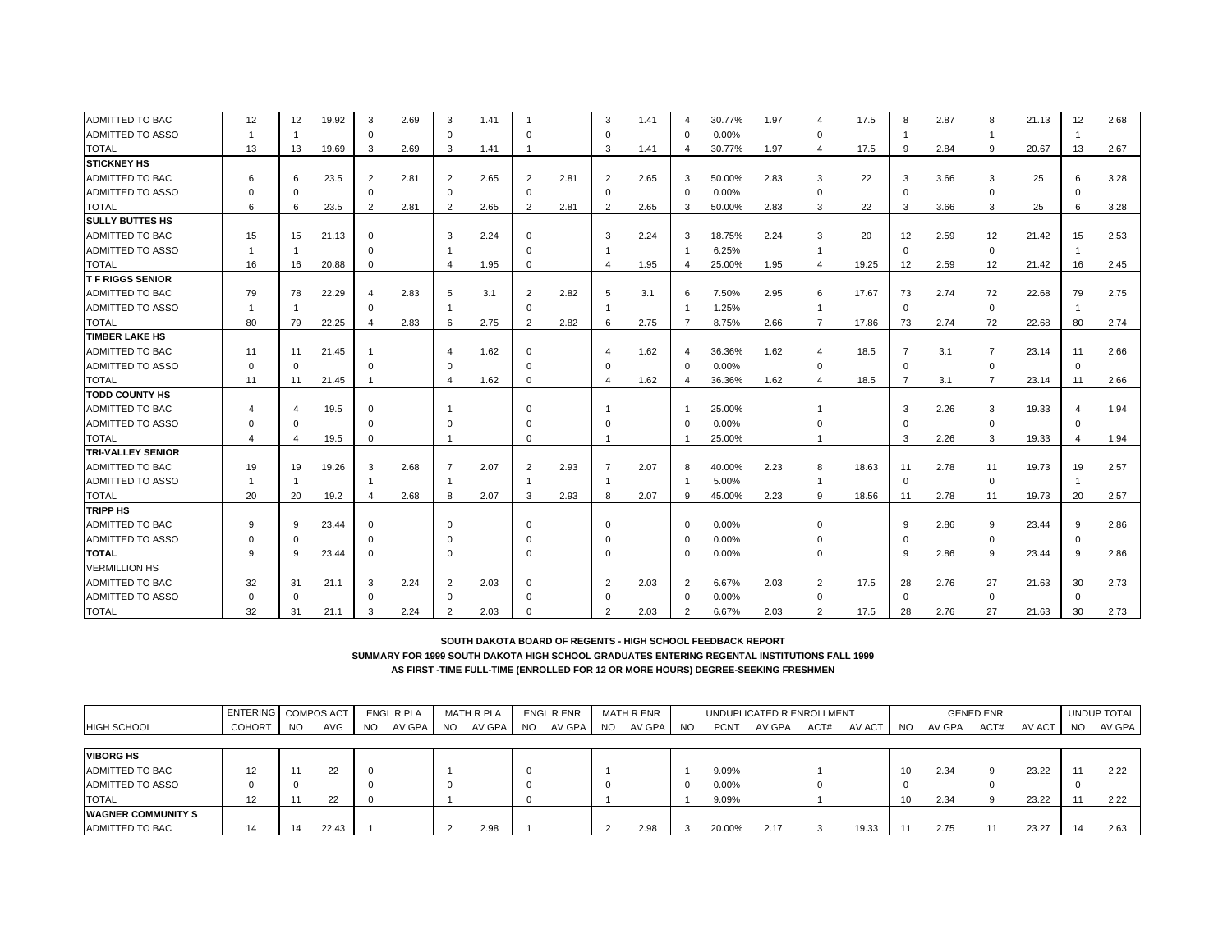| | | | | | | | | | | | | | | | | | | | | | | | |
|---|---|---|---|---|---|---|---|---|---|---|---|---|---|---|---|---|---|---|---|---|---|---|---|
| ADMITTED TO BAC | 12 | 12 | 19.92 | 3 | 2.69 | 3 | 1.41 | 1 | | 3 | 1.41 | 4 | 30.77% | 1.97 | 4 | 17.5 | 8 | 2.87 | 8 | 21.13 | 12 | 2.68 |
| ADMITTED TO ASSO | 1 | 1 | | 0 | | 0 | | 0 | | 0 | | 0 | 0.00% | | 0 | | 1 | | 1 | | 1 | |
| TOTAL | 13 | 13 | 19.69 | 3 | 2.69 | 3 | 1.41 | 1 | | 3 | 1.41 | 4 | 30.77% | 1.97 | 4 | 17.5 | 9 | 2.84 | 9 | 20.67 | 13 | 2.67 |
| **STICKNEY HS** | | | | | | | | | | | | | | | | | | | | | | |
| ADMITTED TO BAC | 6 | 6 | 23.5 | 2 | 2.81 | 2 | 2.65 | 2 | 2.81 | 2 | 2.65 | 3 | 50.00% | 2.83 | 3 | 22 | 3 | 3.66 | 3 | 25 | 6 | 3.28 |
| ADMITTED TO ASSO | 0 | 0 | | 0 | | 0 | | 0 | | 0 | | 0 | 0.00% | | 0 | | 0 | | 0 | | 0 | |
| TOTAL | 6 | 6 | 23.5 | 2 | 2.81 | 2 | 2.65 | 2 | 2.81 | 2 | 2.65 | 3 | 50.00% | 2.83 | 3 | 22 | 3 | 3.66 | 3 | 25 | 6 | 3.28 |
| **SULLY BUTTES HS** | | | | | | | | | | | | | | | | | | | | | | |
| ADMITTED TO BAC | 15 | 15 | 21.13 | 0 | | 3 | 2.24 | 0 | | 3 | 2.24 | 3 | 18.75% | 2.24 | 3 | 20 | 12 | 2.59 | 12 | 21.42 | 15 | 2.53 |
| ADMITTED TO ASSO | 1 | 1 | | 0 | | 1 | | 0 | | 1 | | 1 | 6.25% | | 1 | | 0 | | 0 | | 1 | |
| TOTAL | 16 | 16 | 20.88 | 0 | | 4 | 1.95 | 0 | | 4 | 1.95 | 4 | 25.00% | 1.95 | 4 | 19.25 | 12 | 2.59 | 12 | 21.42 | 16 | 2.45 |
| **T F RIGGS SENIOR** | | | | | | | | | | | | | | | | | | | | | | |
| ADMITTED TO BAC | 79 | 78 | 22.29 | 4 | 2.83 | 5 | 3.1 | 2 | 2.82 | 5 | 3.1 | 6 | 7.50% | 2.95 | 6 | 17.67 | 73 | 2.74 | 72 | 22.68 | 79 | 2.75 |
| ADMITTED TO ASSO | 1 | 1 | | 0 | | 1 | | 0 | | 1 | | 1 | 1.25% | | 1 | | 0 | | 0 | | 1 | |
| TOTAL | 80 | 79 | 22.25 | 4 | 2.83 | 6 | 2.75 | 2 | 2.82 | 6 | 2.75 | 7 | 8.75% | 2.66 | 7 | 17.86 | 73 | 2.74 | 72 | 22.68 | 80 | 2.74 |
| **TIMBER LAKE HS** | | | | | | | | | | | | | | | | | | | | | | |
| ADMITTED TO BAC | 11 | 11 | 21.45 | 1 | | 4 | 1.62 | 0 | | 4 | 1.62 | 4 | 36.36% | 1.62 | 4 | 18.5 | 7 | 3.1 | 7 | 23.14 | 11 | 2.66 |
| ADMITTED TO ASSO | 0 | 0 | | 0 | | 0 | | 0 | | 0 | | 0 | 0.00% | | 0 | | 0 | | 0 | | 0 | |
| TOTAL | 11 | 11 | 21.45 | 1 | | 4 | 1.62 | 0 | | 4 | 1.62 | 4 | 36.36% | 1.62 | 4 | 18.5 | 7 | 3.1 | 7 | 23.14 | 11 | 2.66 |
| **TODD COUNTY HS** | | | | | | | | | | | | | | | | | | | | | | |
| ADMITTED TO BAC | 4 | 4 | 19.5 | 0 | | 1 | | 0 | | 1 | | 1 | 25.00% | | 1 | | 3 | 2.26 | 3 | 19.33 | 4 | 1.94 |
| ADMITTED TO ASSO | 0 | 0 | | 0 | | 0 | | 0 | | 0 | | 0 | 0.00% | | 0 | | 0 | | 0 | | 0 | |
| TOTAL | 4 | 4 | 19.5 | 0 | | 1 | | 0 | | 1 | | 1 | 25.00% | | 1 | | 3 | 2.26 | 3 | 19.33 | 4 | 1.94 |
| **TRI-VALLEY SENIOR** | | | | | | | | | | | | | | | | | | | | | | |
| ADMITTED TO BAC | 19 | 19 | 19.26 | 3 | 2.68 | 7 | 2.07 | 2 | 2.93 | 7 | 2.07 | 8 | 40.00% | 2.23 | 8 | 18.63 | 11 | 2.78 | 11 | 19.73 | 19 | 2.57 |
| ADMITTED TO ASSO | 1 | 1 | | 1 | | 1 | | 1 | | 1 | | 1 | 5.00% | | 1 | | 0 | | 0 | | 1 | |
| TOTAL | 20 | 20 | 19.2 | 4 | 2.68 | 8 | 2.07 | 3 | 2.93 | 8 | 2.07 | 9 | 45.00% | 2.23 | 9 | 18.56 | 11 | 2.78 | 11 | 19.73 | 20 | 2.57 |
| **TRIPP HS** | | | | | | | | | | | | | | | | | | | | | | |
| ADMITTED TO BAC | 9 | 9 | 23.44 | 0 | | 0 | | 0 | | 0 | | 0 | 0.00% | | 0 | | 9 | 2.86 | 9 | 23.44 | 9 | 2.86 |
| ADMITTED TO ASSO | 0 | 0 | | 0 | | 0 | | 0 | | 0 | | 0 | 0.00% | | 0 | | 0 | | 0 | | 0 | |
| **TOTAL** | 9 | 9 | 23.44 | 0 | | 0 | | 0 | | 0 | | 0 | 0.00% | | 0 | | 9 | 2.86 | 9 | 23.44 | 9 | 2.86 |
| VERMILLION HS | | | | | | | | | | | | | | | | | | | | | | |
| ADMITTED TO BAC | 32 | 31 | 21.1 | 3 | 2.24 | 2 | 2.03 | 0 | | 2 | 2.03 | 2 | 6.67% | 2.03 | 2 | 17.5 | 28 | 2.76 | 27 | 21.63 | 30 | 2.73 |
| ADMITTED TO ASSO | 0 | 0 | | 0 | | 0 | | 0 | | 0 | | 0 | 0.00% | | 0 | | 0 | | 0 | | 0 | |
| TOTAL | 32 | 31 | 21.1 | 3 | 2.24 | 2 | 2.03 | 0 | | 2 | 2.03 | 2 | 6.67% | 2.03 | 2 | 17.5 | 28 | 2.76 | 27 | 21.63 | 30 | 2.73 |

**SOUTH DAKOTA BOARD OF REGENTS - HIGH SCHOOL FEEDBACK REPORT**

**SUMMARY FOR 1999 SOUTH DAKOTA HIGH SCHOOL GRADUATES ENTERING REGENTAL INSTITUTIONS FALL 1999**

**AS FIRST -TIME FULL-TIME (ENROLLED FOR 12 OR MORE HOURS) DEGREE-SEEKING FRESHMEN**

| | ENTERING | COMPOS ACT | | ENGL R PLA | | MATH R PLA | | ENGL R ENR | | MATH R ENR | | UNDUPLICATED R ENROLLMENT | | | | | GENED ENR | | | | UNDUP TOTAL | |
|---|---|---|---|---|---|---|---|---|---|---|---|---|---|---|---|---|---|---|---|---|---|---|
| HIGH SCHOOL | COHORT | NO | AVG | NO | AV GPA | NO | AV GPA | NO | AV GPA | NO | AV GPA | NO | PCNT | AV GPA | ACT# | AV ACT | NO | AV GPA | ACT# | AV ACT | NO | AV GPA |
| **VIBORG HS** | | | | | | | | | | | | | | | | | | | | | | |
| ADMITTED TO BAC | 12 | 11 | 22 | 0 | | 1 | | 0 | | 1 | | 1 | 9.09% | | 1 | | 10 | 2.34 | 9 | 23.22 | 11 | 2.22 |
| ADMITTED TO ASSO | 0 | 0 | | 0 | | 0 | | 0 | | 0 | | 0 | 0.00% | | 0 | | 0 | | 0 | | 0 | |
| TOTAL | 12 | 11 | 22 | 0 | | 1 | | 0 | | 1 | | 1 | 9.09% | | 1 | | 10 | 2.34 | 9 | 23.22 | 11 | 2.22 |
| **WAGNER COMMUNITY S** | | | | | | | | | | | | | | | | | | | | | | |
| ADMITTED TO BAC | 14 | 14 | 22.43 | 1 | | 2 | 2.98 | 1 | | 2 | 2.98 | 3 | 20.00% | 2.17 | 3 | 19.33 | 11 | 2.75 | 11 | 23.27 | 14 | 2.63 |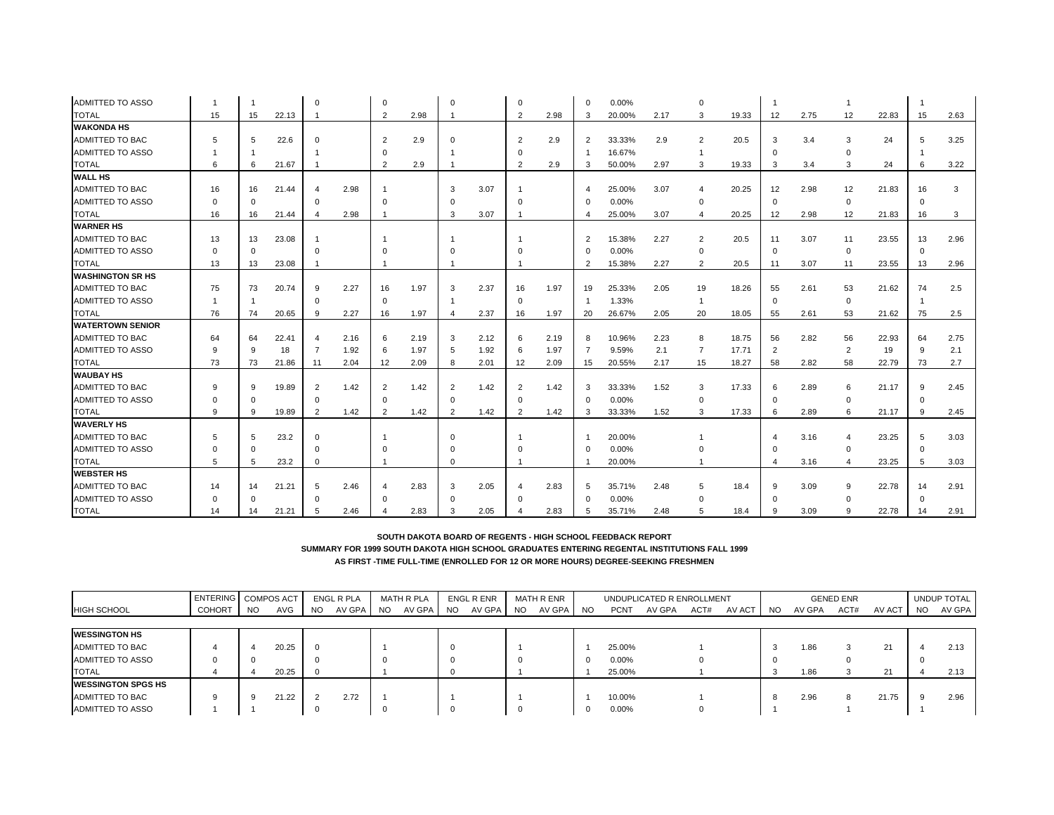| | | | | | | | | | | | | | | | | | | | | | | |
|---|---|---|---|---|---|---|---|---|---|---|---|---|---|---|---|---|---|---|---|---|---|---|
| ADMITTED TO ASSO | 1 | 1 | | 0 | | 0 | | 0 | | 0 | | 0 | 0.00% | | 0 | | 1 | | 1 | | 1 | |
| TOTAL | 15 | 15 | 22.13 | 1 | | 2 | 2.98 | 1 | | 2 | 2.98 | 3 | 20.00% | 2.17 | 3 | 19.33 | 12 | 2.75 | 12 | 22.83 | 15 | 2.63 |
| **WAKONDA HS** | | | | | | | | | | | | | | | | | | | | | | |
| ADMITTED TO BAC | 5 | 5 | 22.6 | 0 | | 2 | 2.9 | 0 | | 2 | 2.9 | 2 | 33.33% | 2.9 | 2 | 20.5 | 3 | 3.4 | 3 | 24 | 5 | 3.25 |
| ADMITTED TO ASSO | 1 | 1 | | 1 | | 0 | | 1 | | 0 | | 1 | 16.67% | | 1 | | 0 | | 0 | | 1 | |
| TOTAL | 6 | 6 | 21.67 | 1 | | 2 | 2.9 | 1 | | 2 | 2.9 | 3 | 50.00% | 2.97 | 3 | 19.33 | 3 | 3.4 | 3 | 24 | 6 | 3.22 |
| **WALL HS** | | | | | | | | | | | | | | | | | | | | | | |
| ADMITTED TO BAC | 16 | 16 | 21.44 | 4 | 2.98 | 1 | | 3 | 3.07 | 1 | | 4 | 25.00% | 3.07 | 4 | 20.25 | 12 | 2.98 | 12 | 21.83 | 16 | 3 |
| ADMITTED TO ASSO | 0 | 0 | | 0 | | 0 | | 0 | | 0 | | 0 | 0.00% | | 0 | | 0 | | 0 | | 0 | |
| TOTAL | 16 | 16 | 21.44 | 4 | 2.98 | 1 | | 3 | 3.07 | 1 | | 4 | 25.00% | 3.07 | 4 | 20.25 | 12 | 2.98 | 12 | 21.83 | 16 | 3 |
| **WARNER HS** | | | | | | | | | | | | | | | | | | | | | | |
| ADMITTED TO BAC | 13 | 13 | 23.08 | 1 | | 1 | | 1 | | 1 | | 2 | 15.38% | 2.27 | 2 | 20.5 | 11 | 3.07 | 11 | 23.55 | 13 | 2.96 |
| ADMITTED TO ASSO | 0 | 0 | | 0 | | 0 | | 0 | | 0 | | 0 | 0.00% | | 0 | | 0 | | 0 | | 0 | |
| TOTAL | 13 | 13 | 23.08 | 1 | | 1 | | 1 | | 1 | | 2 | 15.38% | 2.27 | 2 | 20.5 | 11 | 3.07 | 11 | 23.55 | 13 | 2.96 |
| **WASHINGTON SR HS** | | | | | | | | | | | | | | | | | | | | | | |
| ADMITTED TO BAC | 75 | 73 | 20.74 | 9 | 2.27 | 16 | 1.97 | 3 | 2.37 | 16 | 1.97 | 19 | 25.33% | 2.05 | 19 | 18.26 | 55 | 2.61 | 53 | 21.62 | 74 | 2.5 |
| ADMITTED TO ASSO | 1 | 1 | | 0 | | 0 | | 1 | | 0 | | 1 | 1.33% | | 1 | | 0 | | 0 | | 1 | |
| TOTAL | 76 | 74 | 20.65 | 9 | 2.27 | 16 | 1.97 | 4 | 2.37 | 16 | 1.97 | 20 | 26.67% | 2.05 | 20 | 18.05 | 55 | 2.61 | 53 | 21.62 | 75 | 2.5 |
| **WATERTOWN SENIOR** | | | | | | | | | | | | | | | | | | | | | | |
| ADMITTED TO BAC | 64 | 64 | 22.41 | 4 | 2.16 | 6 | 2.19 | 3 | 2.12 | 6 | 2.19 | 8 | 10.96% | 2.23 | 8 | 18.75 | 56 | 2.82 | 56 | 22.93 | 64 | 2.75 |
| ADMITTED TO ASSO | 9 | 9 | 18 | 7 | 1.92 | 6 | 1.97 | 5 | 1.92 | 6 | 1.97 | 7 | 9.59% | 2.1 | 7 | 17.71 | 2 | | 2 | 19 | 9 | 2.1 |
| TOTAL | 73 | 73 | 21.86 | 11 | 2.04 | 12 | 2.09 | 8 | 2.01 | 12 | 2.09 | 15 | 20.55% | 2.17 | 15 | 18.27 | 58 | 2.82 | 58 | 22.79 | 73 | 2.7 |
| **WAUBAY HS** | | | | | | | | | | | | | | | | | | | | | | |
| ADMITTED TO BAC | 9 | 9 | 19.89 | 2 | 1.42 | 2 | 1.42 | 2 | 1.42 | 2 | 1.42 | 3 | 33.33% | 1.52 | 3 | 17.33 | 6 | 2.89 | 6 | 21.17 | 9 | 2.45 |
| ADMITTED TO ASSO | 0 | 0 | | 0 | | 0 | | 0 | | 0 | | 0 | 0.00% | | 0 | | 0 | | 0 | | 0 | |
| TOTAL | 9 | 9 | 19.89 | 2 | 1.42 | 2 | 1.42 | 2 | 1.42 | 2 | 1.42 | 3 | 33.33% | 1.52 | 3 | 17.33 | 6 | 2.89 | 6 | 21.17 | 9 | 2.45 |
| **WAVERLY HS** | | | | | | | | | | | | | | | | | | | | | | |
| ADMITTED TO BAC | 5 | 5 | 23.2 | 0 | | 1 | | 0 | | 1 | | 1 | 20.00% | | 1 | | 4 | 3.16 | 4 | 23.25 | 5 | 3.03 |
| ADMITTED TO ASSO | 0 | 0 | | 0 | | 0 | | 0 | | 0 | | 0 | 0.00% | | 0 | | 0 | | 0 | | 0 | |
| TOTAL | 5 | 5 | 23.2 | 0 | | 1 | | 0 | | 1 | | 1 | 20.00% | | 1 | | 4 | 3.16 | 4 | 23.25 | 5 | 3.03 |
| **WEBSTER HS** | | | | | | | | | | | | | | | | | | | | | | |
| ADMITTED TO BAC | 14 | 14 | 21.21 | 5 | 2.46 | 4 | 2.83 | 3 | 2.05 | 4 | 2.83 | 5 | 35.71% | 2.48 | 5 | 18.4 | 9 | 3.09 | 9 | 22.78 | 14 | 2.91 |
| ADMITTED TO ASSO | 0 | 0 | | 0 | | 0 | | 0 | | 0 | | 0 | 0.00% | | 0 | | 0 | | 0 | | 0 | |
| TOTAL | 14 | 14 | 21.21 | 5 | 2.46 | 4 | 2.83 | 3 | 2.05 | 4 | 2.83 | 5 | 35.71% | 2.48 | 5 | 18.4 | 9 | 3.09 | 9 | 22.78 | 14 | 2.91 |

**SOUTH DAKOTA BOARD OF REGENTS - HIGH SCHOOL FEEDBACK REPORT**

**SUMMARY FOR 1999 SOUTH DAKOTA HIGH SCHOOL GRADUATES ENTERING REGENTAL INSTITUTIONS FALL 1999**

**AS FIRST -TIME FULL-TIME (ENROLLED FOR 12 OR MORE HOURS) DEGREE-SEEKING FRESHMEN**

| | ENTERING | COMPOS ACT | | ENGL R PLA | | MATH R PLA | | ENGL R ENR | | MATH R ENR | | UNDUPLICATED R ENROLLMENT | | | | | GENED ENR | | | | UNDUP TOTAL | |
|---|---|---|---|---|---|---|---|---|---|---|---|---|---|---|---|---|---|---|---|---|---|---|
| HIGH SCHOOL | COHORT | NO | AVG | NO | AV GPA | NO | AV GPA | NO | AV GPA | NO | AV GPA | NO | PCNT | AV GPA | ACT# | AV ACT | NO | AV GPA | ACT# | AV ACT | NO | AV GPA |
| **WESSINGTON HS** | | | | | | | | | | | | | | | | | | | | | | |
| ADMITTED TO BAC | 4 | 4 | 20.25 | 0 | | 1 | | 0 | | 1 | | 1 | 25.00% | | 1 | | 3 | 1.86 | 3 | 21 | 4 | 2.13 |
| ADMITTED TO ASSO | 0 | 0 | | 0 | | 0 | | 0 | | 0 | | 0 | 0.00% | | 0 | | 0 | | 0 | | 0 | |
| TOTAL | 4 | 4 | 20.25 | 0 | | 1 | | 0 | | 1 | | 1 | 25.00% | | 1 | | 3 | 1.86 | 3 | 21 | 4 | 2.13 |
| **WESSINGTON SPGS HS** | | | | | | | | | | | | | | | | | | | | | | |
| ADMITTED TO BAC | 9 | 9 | 21.22 | 2 | 2.72 | 1 | | 1 | | 1 | | 1 | 10.00% | | 1 | | 8 | 2.96 | 8 | 21.75 | 9 | 2.96 |
| ADMITTED TO ASSO | 1 | 1 | | 0 | | 0 | | 0 | | 0 | | 0 | 0.00% | | 0 | | 1 | | 1 | | 1 | |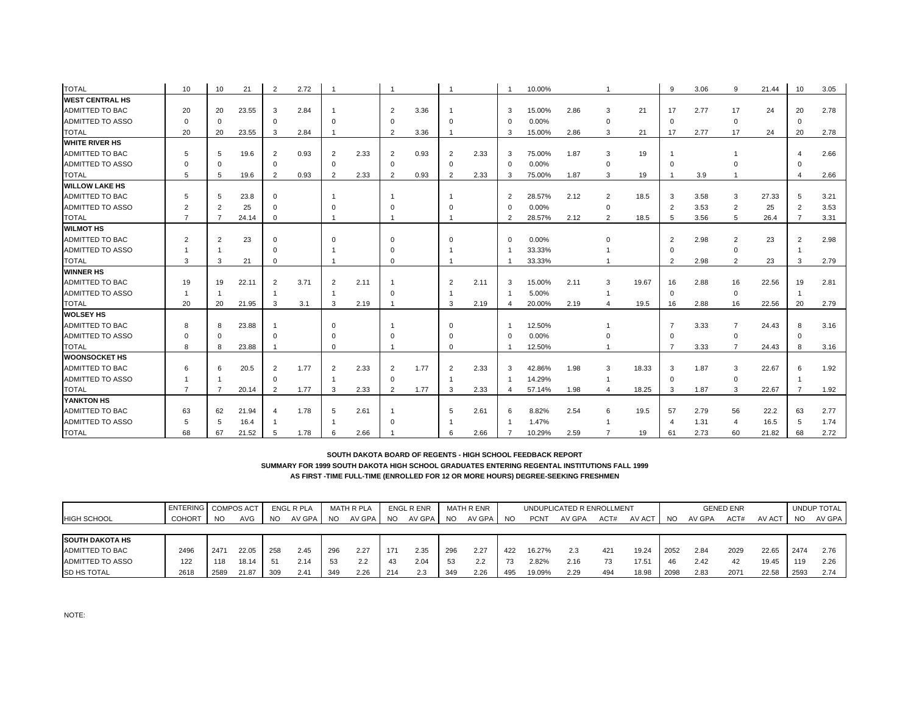| HIGH SCHOOL | ENTERING COHORT | COMPOS ACT NO | COMPOS ACT AVG | ENGL R PLA NO | ENGL R PLA AV GPA | MATH R PLA NO | MATH R PLA AV GPA | ENGL R ENR NO | ENGL R ENR AV GPA | MATH R ENR NO | MATH R ENR AV GPA | UNDUPLICATED R ENROLLMENT NO | PCNT | AV GPA | ACT# | AV ACT | GENED ENR NO | AV GPA | ACT# | AV ACT | UNDUP TOTAL NO | AV GPA |
|---|---|---|---|---|---|---|---|---|---|---|---|---|---|---|---|---|---|---|---|---|---|---|
| TOTAL | 10 | 10 | 21 | 2 | 2.72 | 1 | | 1 | | 1 | | 1 | 10.00% | | 1 | | 9 | 3.06 | 9 | 21.44 | 10 | 3.05 |
| **WEST CENTRAL HS** | | | | | | | | | | | | | | | | | | | | | | |
| ADMITTED TO BAC | 20 | 20 | 23.55 | 3 | 2.84 | 1 | | 2 | 3.36 | 1 | | 3 | 15.00% | 2.86 | 3 | 21 | 17 | 2.77 | 17 | 24 | 20 | 2.78 |
| ADMITTED TO ASSO | 0 | 0 | | 0 | | 0 | | 0 | | 0 | | 0 | 0.00% | | 0 | | 0 | | 0 | | 0 | |
| TOTAL | 20 | 20 | 23.55 | 3 | 2.84 | 1 | | 2 | 3.36 | 1 | | 3 | 15.00% | 2.86 | 3 | 21 | 17 | 2.77 | 17 | 24 | 20 | 2.78 |
| **WHITE RIVER HS** | | | | | | | | | | | | | | | | | | | | | | |
| ADMITTED TO BAC | 5 | 5 | 19.6 | 2 | 0.93 | 2 | 2.33 | 2 | 0.93 | 2 | 2.33 | 3 | 75.00% | 1.87 | 3 | 19 | 1 | | 1 | | 4 | 2.66 |
| ADMITTED TO ASSO | 0 | 0 | | 0 | | 0 | | 0 | | 0 | | 0 | 0.00% | | 0 | | 0 | | 0 | | 0 | |
| TOTAL | 5 | 5 | 19.6 | 2 | 0.93 | 2 | 2.33 | 2 | 0.93 | 2 | 2.33 | 3 | 75.00% | 1.87 | 3 | 19 | 1 | 3.9 | 1 | | 4 | 2.66 |
| **WILLOW LAKE HS** | | | | | | | | | | | | | | | | | | | | | | |
| ADMITTED TO BAC | 5 | 5 | 23.8 | 0 | | 1 | | 1 | | 1 | | 2 | 28.57% | 2.12 | 2 | 18.5 | 3 | 3.58 | 3 | 27.33 | 5 | 3.21 |
| ADMITTED TO ASSO | 2 | 2 | 25 | 0 | | 0 | | 0 | | 0 | | 0 | 0.00% | | 0 | | 2 | 3.53 | 2 | 25 | 2 | 3.53 |
| TOTAL | 7 | 7 | 24.14 | 0 | | 1 | | 1 | | 1 | | 2 | 28.57% | 2.12 | 2 | 18.5 | 5 | 3.56 | 5 | 26.4 | 7 | 3.31 |
| **WILMOT HS** | | | | | | | | | | | | | | | | | | | | | | |
| ADMITTED TO BAC | 2 | 2 | 23 | 0 | | 0 | | 0 | | 0 | | 0 | 0.00% | | 0 | | 2 | 2.98 | 2 | 23 | 2 | 2.98 |
| ADMITTED TO ASSO | 1 | 1 | | 0 | | 1 | | 0 | | 1 | | 1 | 33.33% | | 1 | | 0 | | 0 | | 1 | |
| TOTAL | 3 | 3 | 21 | 0 | | 1 | | 0 | | 1 | | 1 | 33.33% | | 1 | | 2 | 2.98 | 2 | 23 | 3 | 2.79 |
| **WINNER HS** | | | | | | | | | | | | | | | | | | | | | | |
| ADMITTED TO BAC | 19 | 19 | 22.11 | 2 | 3.71 | 2 | 2.11 | 1 | | 2 | 2.11 | 3 | 15.00% | 2.11 | 3 | 19.67 | 16 | 2.88 | 16 | 22.56 | 19 | 2.81 |
| ADMITTED TO ASSO | 1 | 1 | | 1 | | 1 | | 0 | | 1 | | 1 | 5.00% | | 1 | | 0 | | 0 | | 1 | |
| TOTAL | 20 | 20 | 21.95 | 3 | 3.1 | 3 | 2.19 | 1 | | 3 | 2.19 | 4 | 20.00% | 2.19 | 4 | 19.5 | 16 | 2.88 | 16 | 22.56 | 20 | 2.79 |
| **WOLSEY HS** | | | | | | | | | | | | | | | | | | | | | | |
| ADMITTED TO BAC | 8 | 8 | 23.88 | 1 | | 0 | | 1 | | 0 | | 1 | 12.50% | | 1 | | 7 | 3.33 | 7 | 24.43 | 8 | 3.16 |
| ADMITTED TO ASSO | 0 | 0 | | 0 | | 0 | | 0 | | 0 | | 0 | 0.00% | | 0 | | 0 | | 0 | | 0 | |
| TOTAL | 8 | 8 | 23.88 | 1 | | 0 | | 1 | | 0 | | 1 | 12.50% | | 1 | | 7 | 3.33 | 7 | 24.43 | 8 | 3.16 |
| **WOONSOCKET HS** | | | | | | | | | | | | | | | | | | | | | | |
| ADMITTED TO BAC | 6 | 6 | 20.5 | 2 | 1.77 | 2 | 2.33 | 2 | 1.77 | 2 | 2.33 | 3 | 42.86% | 1.98 | 3 | 18.33 | 3 | 1.87 | 3 | 22.67 | 6 | 1.92 |
| ADMITTED TO ASSO | 1 | 1 | | 0 | | 1 | | 0 | | 1 | | 1 | 14.29% | | 1 | | 0 | | 0 | | 1 | |
| TOTAL | 7 | 7 | 20.14 | 2 | 1.77 | 3 | 2.33 | 2 | 1.77 | 3 | 2.33 | 4 | 57.14% | 1.98 | 4 | 18.25 | 3 | 1.87 | 3 | 22.67 | 7 | 1.92 |
| **YANKTON HS** | | | | | | | | | | | | | | | | | | | | | | |
| ADMITTED TO BAC | 63 | 62 | 21.94 | 4 | 1.78 | 5 | 2.61 | 1 | | 5 | 2.61 | 6 | 8.82% | 2.54 | 6 | 19.5 | 57 | 2.79 | 56 | 22.2 | 63 | 2.77 |
| ADMITTED TO ASSO | 5 | 5 | 16.4 | 1 | | 1 | | 0 | | 1 | | 1 | 1.47% | | 1 | | 4 | 1.31 | 4 | 16.5 | 5 | 1.74 |
| TOTAL | 68 | 67 | 21.52 | 5 | 1.78 | 6 | 2.66 | 1 | | 6 | 2.66 | 7 | 10.29% | 2.59 | 7 | 19 | 61 | 2.73 | 60 | 21.82 | 68 | 2.72 |

**SOUTH DAKOTA BOARD OF REGENTS - HIGH SCHOOL FEEDBACK REPORT**

**SUMMARY FOR 1999 SOUTH DAKOTA HIGH SCHOOL GRADUATES ENTERING REGENTAL INSTITUTIONS FALL 1999**

**AS FIRST -TIME FULL-TIME (ENROLLED FOR 12 OR MORE HOURS) DEGREE-SEEKING FRESHMEN**

| | ENTERING | COMPOS ACT | | ENGL R PLA | | MATH R PLA | | ENGL R ENR | | MATH R ENR | | UNDUPLICATED R ENROLLMENT | | | | | GENED ENR | | | | UNDUP TOTAL | |
|---|---|---|---|---|---|---|---|---|---|---|---|---|---|---|---|---|---|---|---|---|---|---|
| HIGH SCHOOL | COHORT | NO | AVG | NO | AV GPA | NO | AV GPA | NO | AV GPA | NO | AV GPA | NO | PCNT | AV GPA | ACT# | AV ACT | NO | AV GPA | ACT# | AV ACT | NO | AV GPA |
| **SOUTH DAKOTA HS** | | | | | | | | | | | | | | | | | | | | | | |
| ADMITTED TO BAC | 2496 | 2471 | 22.05 | 258 | 2.45 | 296 | 2.27 | 171 | 2.35 | 296 | 2.27 | 422 | 16.27% | 2.3 | 421 | 19.24 | 2052 | 2.84 | 2029 | 22.65 | 2474 | 2.76 |
| ADMITTED TO ASSO | 122 | 118 | 18.14 | 51 | 2.14 | 53 | 2.2 | 43 | 2.04 | 53 | 2.2 | 73 | 2.82% | 2.16 | 73 | 17.51 | 46 | 2.42 | 42 | 19.45 | 119 | 2.26 |
| SD HS TOTAL | 2618 | 2589 | 21.87 | 309 | 2.41 | 349 | 2.26 | 214 | 2.3 | 349 | 2.26 | 495 | 19.09% | 2.29 | 494 | 18.98 | 2098 | 2.83 | 2071 | 22.58 | 2593 | 2.74 |

NOTE: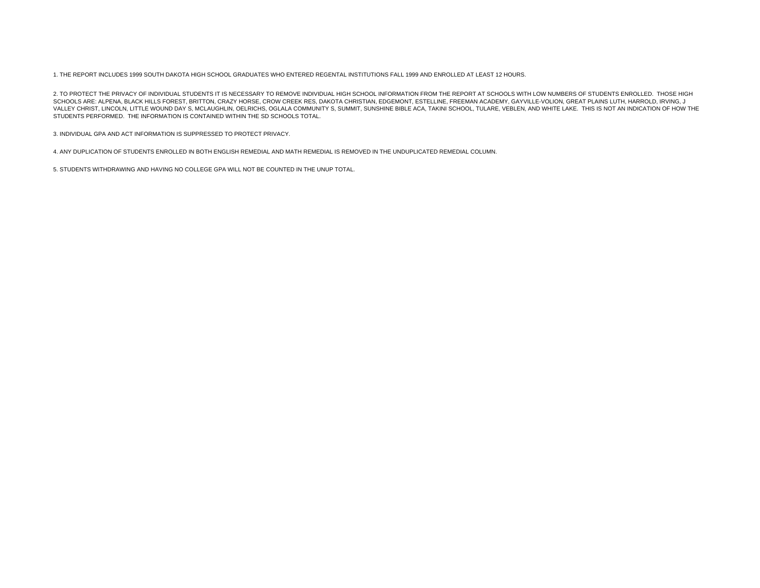1. THE REPORT INCLUDES 1999 SOUTH DAKOTA HIGH SCHOOL GRADUATES WHO ENTERED REGENTAL INSTITUTIONS FALL 1999 AND ENROLLED AT LEAST 12 HOURS.

2. TO PROTECT THE PRIVACY OF INDIVIDUAL STUDENTS IT IS NECESSARY TO REMOVE INDIVIDUAL HIGH SCHOOL INFORMATION FROM THE REPORT AT SCHOOLS WITH LOW NUMBERS OF STUDENTS ENROLLED. THOSE HIGH SCHOOLS ARE: ALPENA, BLACK HILLS FOREST, BRITTON, CRAZY HORSE, CROW CREEK RES, DAKOTA CHRISTIAN, EDGEMONT, ESTELLINE, FREEMAN ACADEMY, GAYVILLE-VOLION, GREAT PLAINS LUTH, HARROLD, IRVING, J VALLEY CHRIST, LINCOLN, LITTLE WOUND DAY S, MCLAUGHLIN, OELRICHS, OGLALA COMMUNITY S, SUMMIT, SUNSHINE BIBLE ACA, TAKINI SCHOOL, TULARE, VEBLEN, AND WHITE LAKE. THIS IS NOT AN INDICATION OF HOW THE STUDENTS PERFORMED. THE INFORMATION IS CONTAINED WITHIN THE SD SCHOOLS TOTAL.

3. INDIVIDUAL GPA AND ACT INFORMATION IS SUPPRESSED TO PROTECT PRIVACY.

4. ANY DUPLICATION OF STUDENTS ENROLLED IN BOTH ENGLISH REMEDIAL AND MATH REMEDIAL IS REMOVED IN THE UNDUPLICATED REMEDIAL COLUMN.

5. STUDENTS WITHDRAWING AND HAVING NO COLLEGE GPA WILL NOT BE COUNTED IN THE UNUP TOTAL.